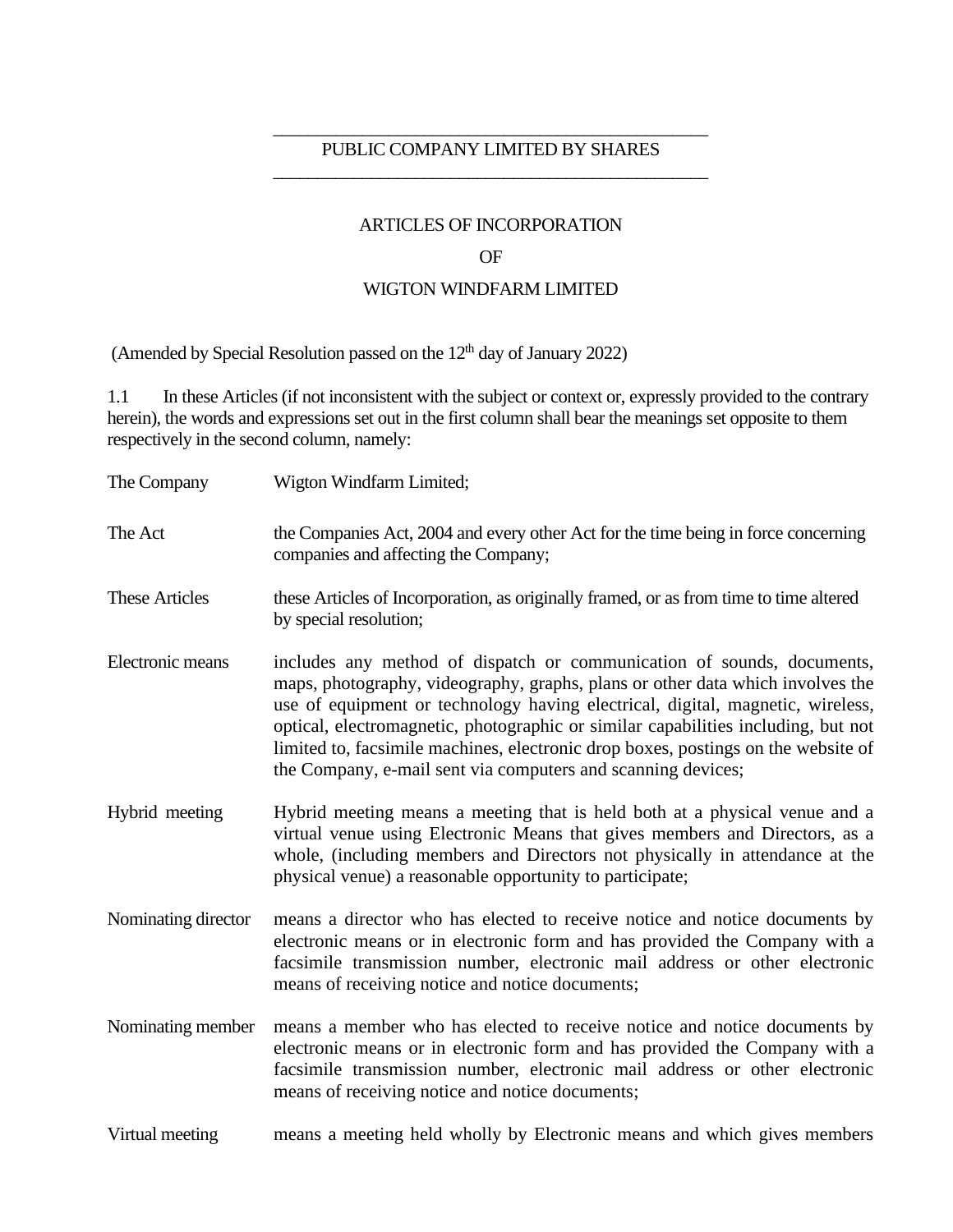PUBLIC COMPANY LIMITED BY SHARES

# ARTICLES OF INCORPORATION

## OF

## WIGTON WINDFARM LIMITED

(Amended by Special Resolution passed on the 12th day of January 2022)

1.1 In these Articles (if not inconsistent with the subject or context or, expressly provided to the contrary herein), the words and expressions set out in the first column shall bear the meanings set opposite to them respectively in the second column, namely:

| | |
|---|---|
| The Company | Wigton Windfarm Limited; |
| The Act | the Companies Act, 2004 and every other Act for the time being in force concerning companies and affecting the Company; |
| These Articles | these Articles of Incorporation, as originally framed, or as from time to time altered by special resolution; |
| Electronic means | includes any method of dispatch or communication of sounds, documents, maps, photography, videography, graphs, plans or other data which involves the use of equipment or technology having electrical, digital, magnetic, wireless, optical, electromagnetic, photographic or similar capabilities including, but not limited to, facsimile machines, electronic drop boxes, postings on the website of the Company, e-mail sent via computers and scanning devices; |
| Hybrid meeting | Hybrid meeting means a meeting that is held both at a physical venue and a virtual venue using Electronic Means that gives members and Directors, as a whole, (including members and Directors not physically in attendance at the physical venue) a reasonable opportunity to participate; |
| Nominating director | means a director who has elected to receive notice and notice documents by electronic means or in electronic form and has provided the Company with a facsimile transmission number, electronic mail address or other electronic means of receiving notice and notice documents; |
| Nominating member | means a member who has elected to receive notice and notice documents by electronic means or in electronic form and has provided the Company with a facsimile transmission number, electronic mail address or other electronic means of receiving notice and notice documents; |
| Virtual meeting | means a meeting held wholly by Electronic means and which gives members |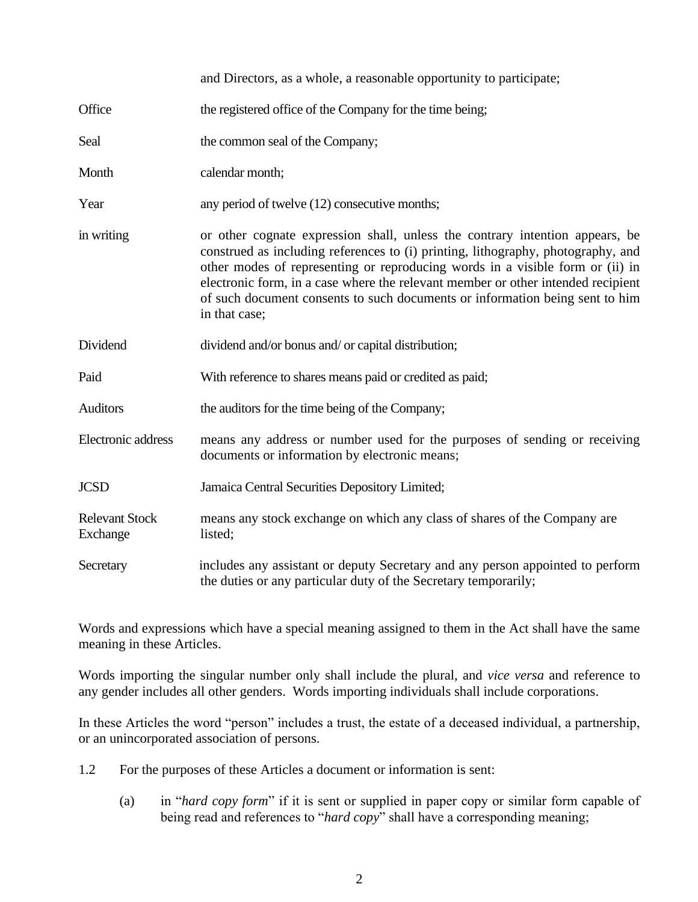| | |
|---|---|
| | and Directors, as a whole, a reasonable opportunity to participate; |
| Office | the registered office of the Company for the time being; |
| Seal | the common seal of the Company; |
| Month | calendar month; |
| Year | any period of twelve (12) consecutive months; |
| in writing | or other cognate expression shall, unless the contrary intention appears, be construed as including references to (i) printing, lithography, photography, and other modes of representing or reproducing words in a visible form or (ii) in electronic form, in a case where the relevant member or other intended recipient of such document consents to such documents or information being sent to him in that case; |
| Dividend | dividend and/or bonus and/ or capital distribution; |
| Paid | With reference to shares means paid or credited as paid; |
| Auditors | the auditors for the time being of the Company; |
| Electronic address | means any address or number used for the purposes of sending or receiving documents or information by electronic means; |
| JCSD | Jamaica Central Securities Depository Limited; |
| Relevant Stock Exchange | means any stock exchange on which any class of shares of the Company are listed; |
| Secretary | includes any assistant or deputy Secretary and any person appointed to perform the duties or any particular duty of the Secretary temporarily; |

Words and expressions which have a special meaning assigned to them in the Act shall have the same meaning in these Articles.

Words importing the singular number only shall include the plural, and *vice versa* and reference to any gender includes all other genders. Words importing individuals shall include corporations.

In these Articles the word "person" includes a trust, the estate of a deceased individual, a partnership, or an unincorporated association of persons.

1.2 For the purposes of these Articles a document or information is sent:

(a) in "*hard copy form*" if it is sent or supplied in paper copy or similar form capable of being read and references to "*hard copy*" shall have a corresponding meaning;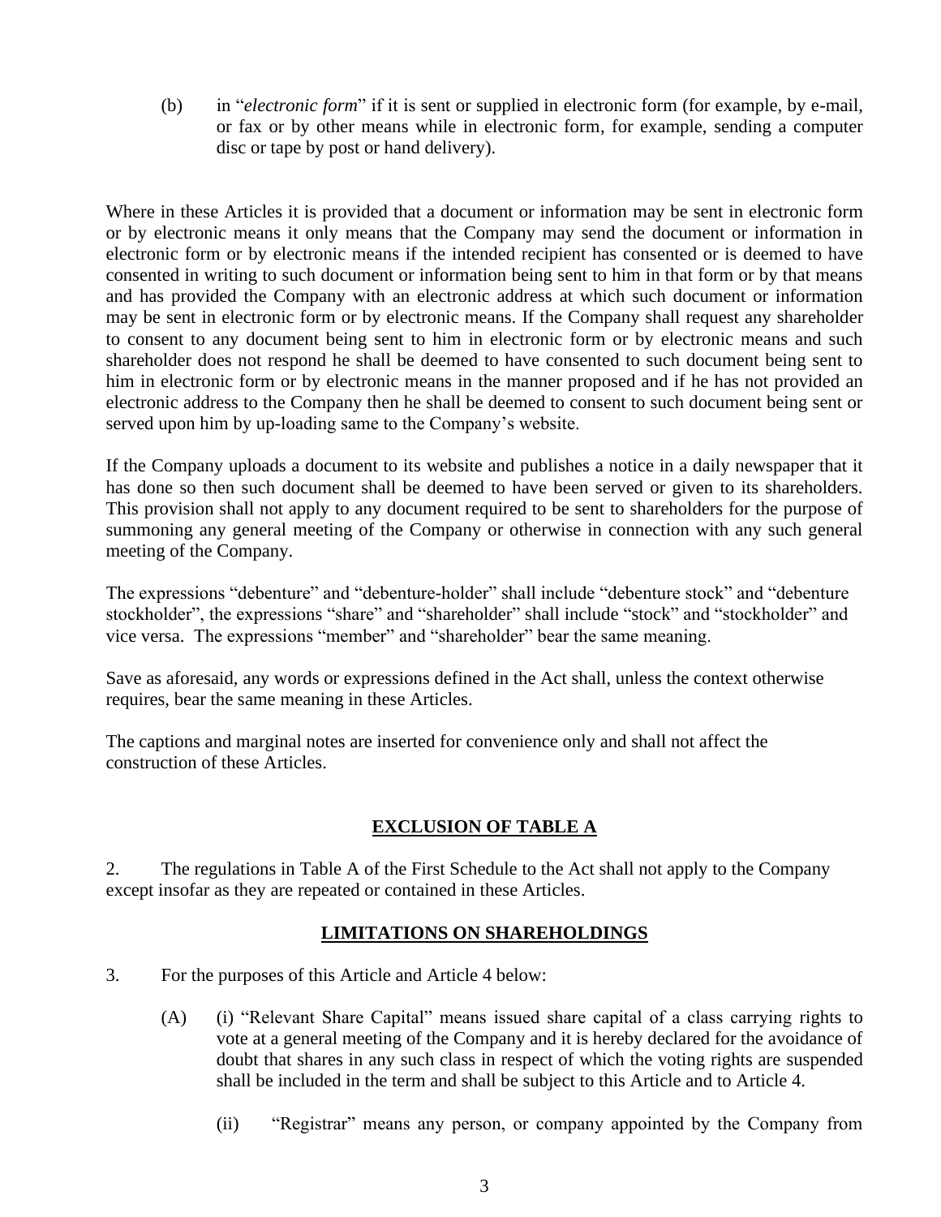(b) in "*electronic form*" if it is sent or supplied in electronic form (for example, by e-mail, or fax or by other means while in electronic form, for example, sending a computer disc or tape by post or hand delivery).

Where in these Articles it is provided that a document or information may be sent in electronic form or by electronic means it only means that the Company may send the document or information in electronic form or by electronic means if the intended recipient has consented or is deemed to have consented in writing to such document or information being sent to him in that form or by that means and has provided the Company with an electronic address at which such document or information may be sent in electronic form or by electronic means. If the Company shall request any shareholder to consent to any document being sent to him in electronic form or by electronic means and such shareholder does not respond he shall be deemed to have consented to such document being sent to him in electronic form or by electronic means in the manner proposed and if he has not provided an electronic address to the Company then he shall be deemed to consent to such document being sent or served upon him by up-loading same to the Company's website.

If the Company uploads a document to its website and publishes a notice in a daily newspaper that it has done so then such document shall be deemed to have been served or given to its shareholders. This provision shall not apply to any document required to be sent to shareholders for the purpose of summoning any general meeting of the Company or otherwise in connection with any such general meeting of the Company.

The expressions "debenture" and "debenture-holder" shall include "debenture stock" and "debenture stockholder", the expressions "share" and "shareholder" shall include "stock" and "stockholder" and vice versa. The expressions "member" and "shareholder" bear the same meaning.

Save as aforesaid, any words or expressions defined in the Act shall, unless the context otherwise requires, bear the same meaning in these Articles.

The captions and marginal notes are inserted for convenience only and shall not affect the construction of these Articles.

## EXCLUSION OF TABLE A

2. The regulations in Table A of the First Schedule to the Act shall not apply to the Company except insofar as they are repeated or contained in these Articles.

## LIMITATIONS ON SHAREHOLDINGS

3. For the purposes of this Article and Article 4 below:

(A) (i) "Relevant Share Capital" means issued share capital of a class carrying rights to vote at a general meeting of the Company and it is hereby declared for the avoidance of doubt that shares in any such class in respect of which the voting rights are suspended shall be included in the term and shall be subject to this Article and to Article 4.

(ii) "Registrar" means any person, or company appointed by the Company from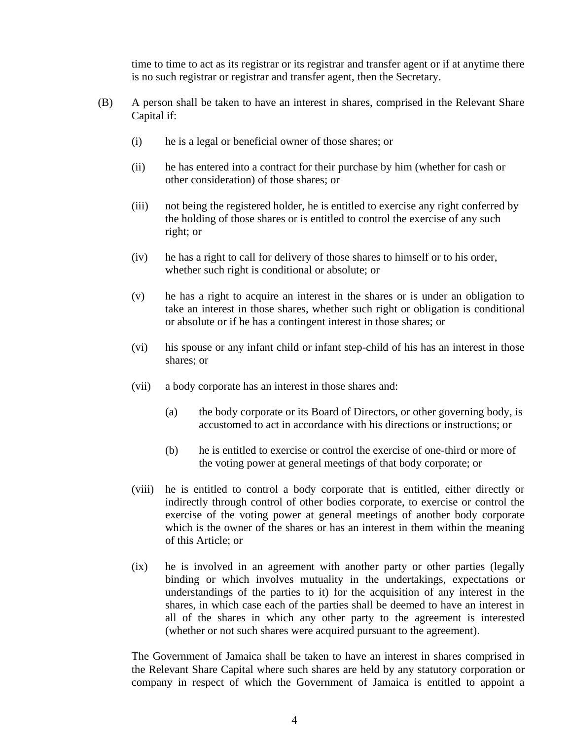time to time to act as its registrar or its registrar and transfer agent or if at anytime there is no such registrar or registrar and transfer agent, then the Secretary.

(B) A person shall be taken to have an interest in shares, comprised in the Relevant Share Capital if:

(i) he is a legal or beneficial owner of those shares; or

(ii) he has entered into a contract for their purchase by him (whether for cash or other consideration) of those shares; or

(iii) not being the registered holder, he is entitled to exercise any right conferred by the holding of those shares or is entitled to control the exercise of any such right; or

(iv) he has a right to call for delivery of those shares to himself or to his order, whether such right is conditional or absolute; or

(v) he has a right to acquire an interest in the shares or is under an obligation to take an interest in those shares, whether such right or obligation is conditional or absolute or if he has a contingent interest in those shares; or

(vi) his spouse or any infant child or infant step-child of his has an interest in those shares; or

(vii) a body corporate has an interest in those shares and:

(a) the body corporate or its Board of Directors, or other governing body, is accustomed to act in accordance with his directions or instructions; or

(b) he is entitled to exercise or control the exercise of one-third or more of the voting power at general meetings of that body corporate; or

(viii) he is entitled to control a body corporate that is entitled, either directly or indirectly through control of other bodies corporate, to exercise or control the exercise of the voting power at general meetings of another body corporate which is the owner of the shares or has an interest in them within the meaning of this Article; or

(ix) he is involved in an agreement with another party or other parties (legally binding or which involves mutuality in the undertakings, expectations or understandings of the parties to it) for the acquisition of any interest in the shares, in which case each of the parties shall be deemed to have an interest in all of the shares in which any other party to the agreement is interested (whether or not such shares were acquired pursuant to the agreement).

The Government of Jamaica shall be taken to have an interest in shares comprised in the Relevant Share Capital where such shares are held by any statutory corporation or company in respect of which the Government of Jamaica is entitled to appoint a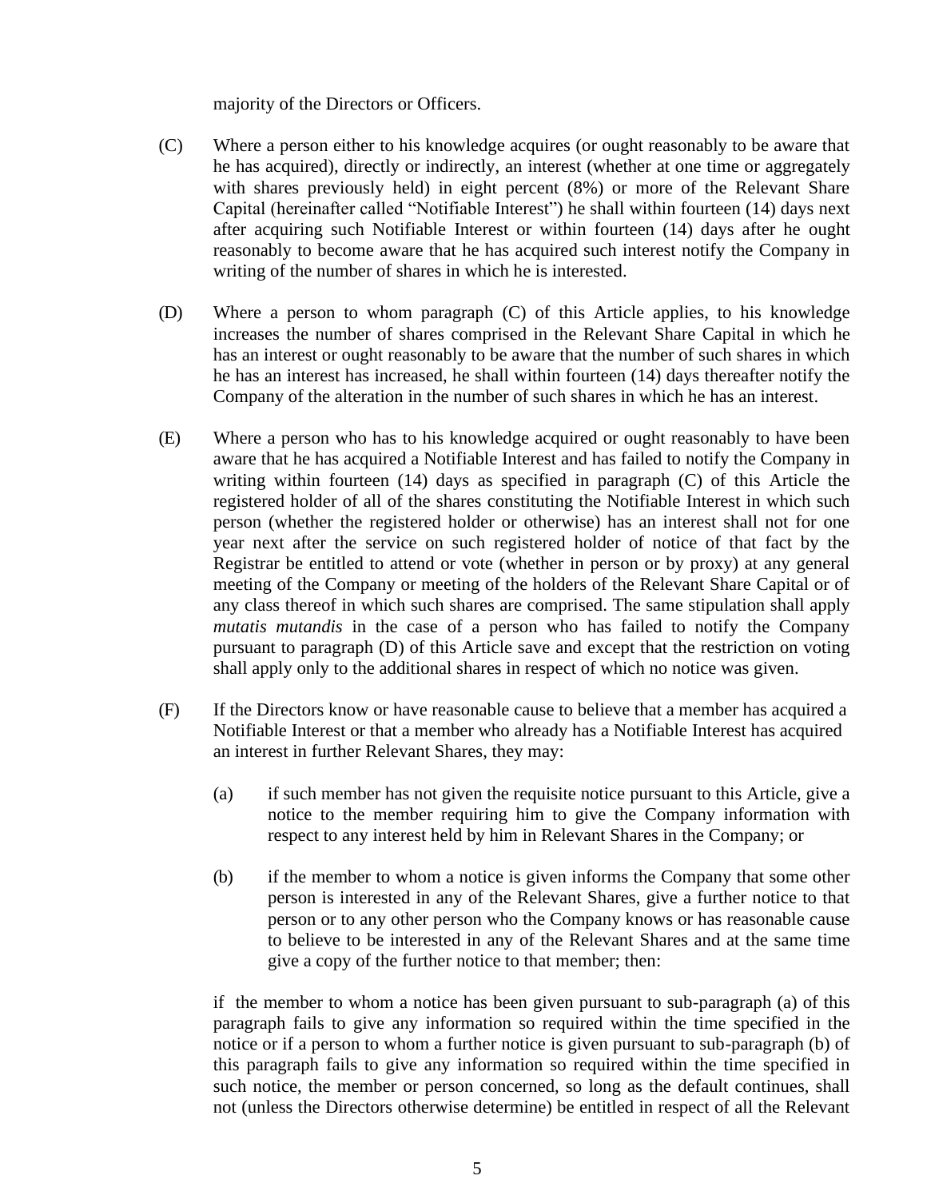majority of the Directors or Officers.

(C) Where a person either to his knowledge acquires (or ought reasonably to be aware that he has acquired), directly or indirectly, an interest (whether at one time or aggregately with shares previously held) in eight percent (8%) or more of the Relevant Share Capital (hereinafter called "Notifiable Interest") he shall within fourteen (14) days next after acquiring such Notifiable Interest or within fourteen (14) days after he ought reasonably to become aware that he has acquired such interest notify the Company in writing of the number of shares in which he is interested.

(D) Where a person to whom paragraph (C) of this Article applies, to his knowledge increases the number of shares comprised in the Relevant Share Capital in which he has an interest or ought reasonably to be aware that the number of such shares in which he has an interest has increased, he shall within fourteen (14) days thereafter notify the Company of the alteration in the number of such shares in which he has an interest.

(E) Where a person who has to his knowledge acquired or ought reasonably to have been aware that he has acquired a Notifiable Interest and has failed to notify the Company in writing within fourteen (14) days as specified in paragraph (C) of this Article the registered holder of all of the shares constituting the Notifiable Interest in which such person (whether the registered holder or otherwise) has an interest shall not for one year next after the service on such registered holder of notice of that fact by the Registrar be entitled to attend or vote (whether in person or by proxy) at any general meeting of the Company or meeting of the holders of the Relevant Share Capital or of any class thereof in which such shares are comprised. The same stipulation shall apply *mutatis mutandis* in the case of a person who has failed to notify the Company pursuant to paragraph (D) of this Article save and except that the restriction on voting shall apply only to the additional shares in respect of which no notice was given.

(F) If the Directors know or have reasonable cause to believe that a member has acquired a Notifiable Interest or that a member who already has a Notifiable Interest has acquired an interest in further Relevant Shares, they may:

(a) if such member has not given the requisite notice pursuant to this Article, give a notice to the member requiring him to give the Company information with respect to any interest held by him in Relevant Shares in the Company; or

(b) if the member to whom a notice is given informs the Company that some other person is interested in any of the Relevant Shares, give a further notice to that person or to any other person who the Company knows or has reasonable cause to believe to be interested in any of the Relevant Shares and at the same time give a copy of the further notice to that member; then:

if the member to whom a notice has been given pursuant to sub-paragraph (a) of this paragraph fails to give any information so required within the time specified in the notice or if a person to whom a further notice is given pursuant to sub-paragraph (b) of this paragraph fails to give any information so required within the time specified in such notice, the member or person concerned, so long as the default continues, shall not (unless the Directors otherwise determine) be entitled in respect of all the Relevant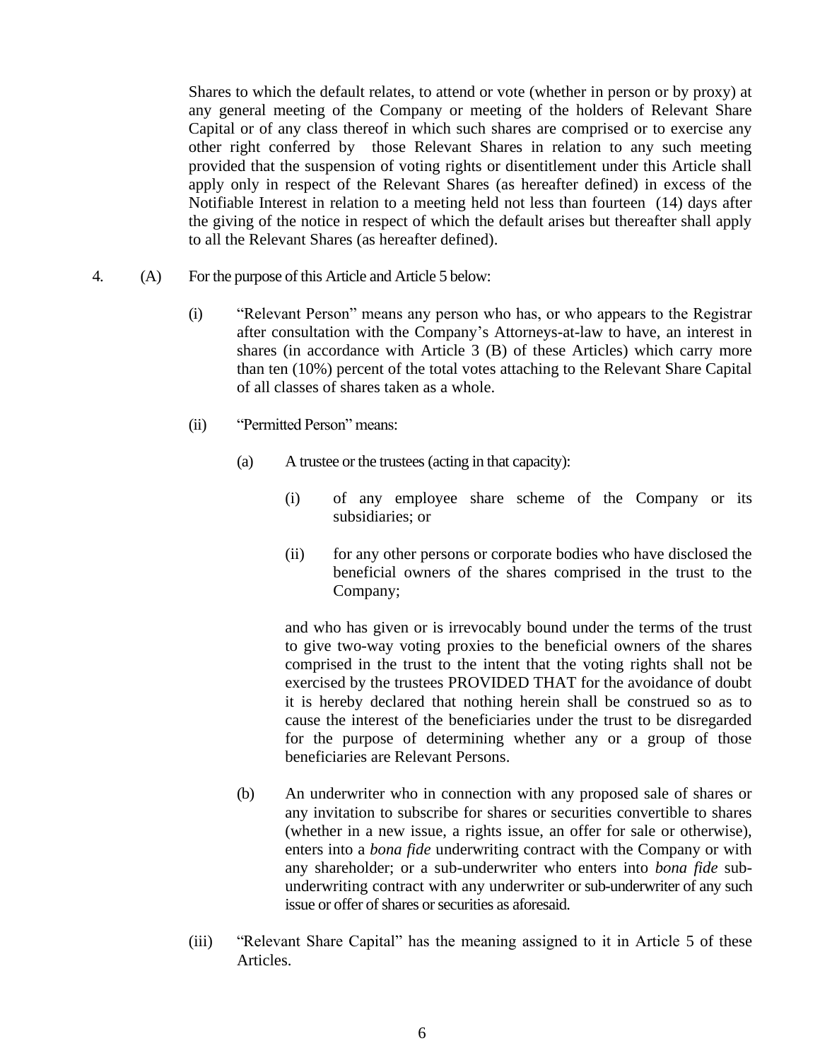Shares to which the default relates, to attend or vote (whether in person or by proxy) at any general meeting of the Company or meeting of the holders of Relevant Share Capital or of any class thereof in which such shares are comprised or to exercise any other right conferred by those Relevant Shares in relation to any such meeting provided that the suspension of voting rights or disentitlement under this Article shall apply only in respect of the Relevant Shares (as hereafter defined) in excess of the Notifiable Interest in relation to a meeting held not less than fourteen (14) days after the giving of the notice in respect of which the default arises but thereafter shall apply to all the Relevant Shares (as hereafter defined).

4. (A) For the purpose of this Article and Article 5 below:

(i) "Relevant Person" means any person who has, or who appears to the Registrar after consultation with the Company's Attorneys-at-law to have, an interest in shares (in accordance with Article 3 (B) of these Articles) which carry more than ten (10%) percent of the total votes attaching to the Relevant Share Capital of all classes of shares taken as a whole.

(ii) "Permitted Person" means:

(a) A trustee or the trustees (acting in that capacity):

(i) of any employee share scheme of the Company or its subsidiaries; or

(ii) for any other persons or corporate bodies who have disclosed the beneficial owners of the shares comprised in the trust to the Company;

and who has given or is irrevocably bound under the terms of the trust to give two-way voting proxies to the beneficial owners of the shares comprised in the trust to the intent that the voting rights shall not be exercised by the trustees PROVIDED THAT for the avoidance of doubt it is hereby declared that nothing herein shall be construed so as to cause the interest of the beneficiaries under the trust to be disregarded for the purpose of determining whether any or a group of those beneficiaries are Relevant Persons.

(b) An underwriter who in connection with any proposed sale of shares or any invitation to subscribe for shares or securities convertible to shares (whether in a new issue, a rights issue, an offer for sale or otherwise), enters into a *bona fide* underwriting contract with the Company or with any shareholder; or a sub-underwriter who enters into *bona fide* sub-underwriting contract with any underwriter or sub-underwriter of any such issue or offer of shares or securities as aforesaid.

(iii) "Relevant Share Capital" has the meaning assigned to it in Article 5 of these Articles.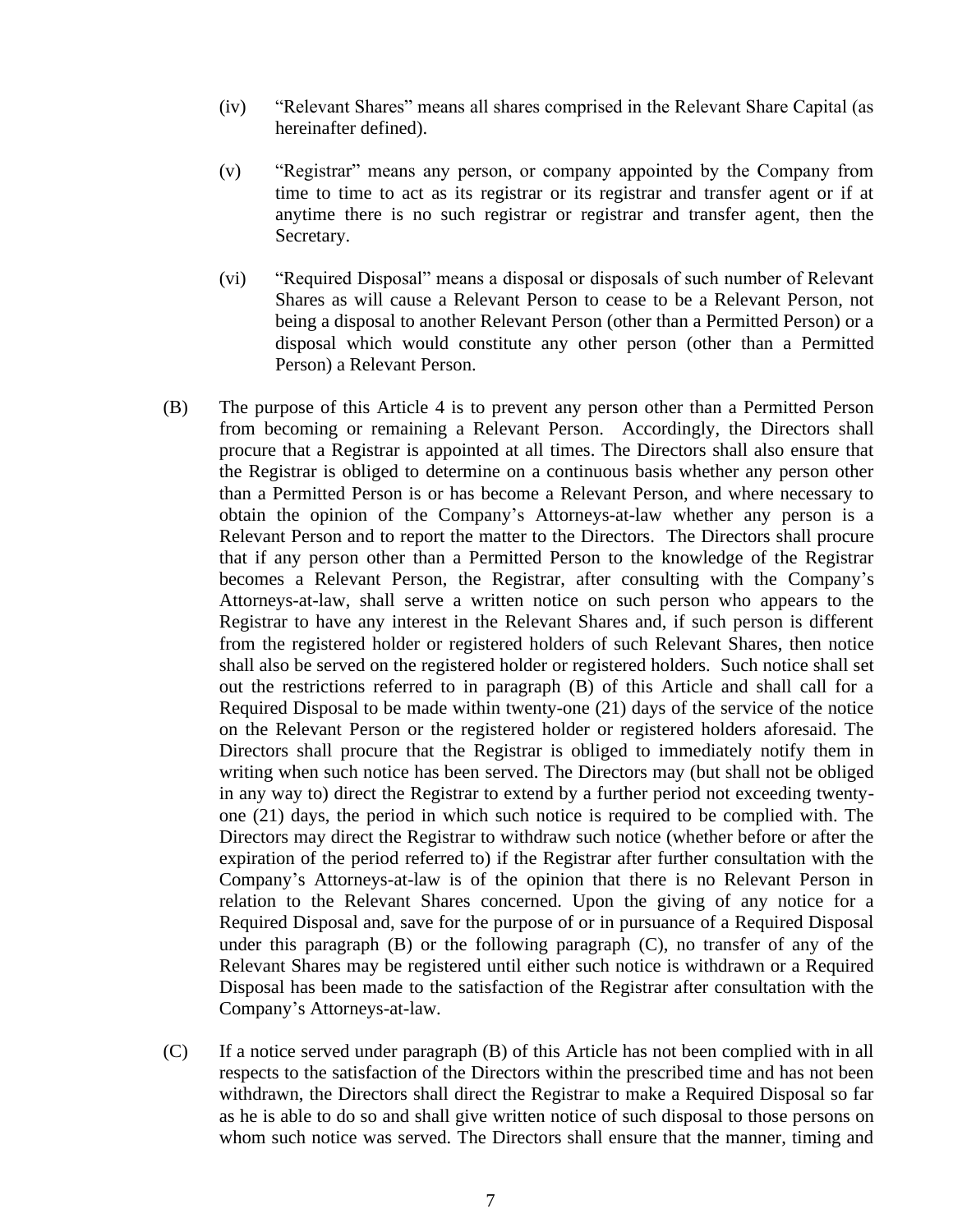(iv) "Relevant Shares" means all shares comprised in the Relevant Share Capital (as hereinafter defined).

(v) "Registrar" means any person, or company appointed by the Company from time to time to act as its registrar or its registrar and transfer agent or if at anytime there is no such registrar or registrar and transfer agent, then the Secretary.

(vi) "Required Disposal" means a disposal or disposals of such number of Relevant Shares as will cause a Relevant Person to cease to be a Relevant Person, not being a disposal to another Relevant Person (other than a Permitted Person) or a disposal which would constitute any other person (other than a Permitted Person) a Relevant Person.

(B) The purpose of this Article 4 is to prevent any person other than a Permitted Person from becoming or remaining a Relevant Person. Accordingly, the Directors shall procure that a Registrar is appointed at all times. The Directors shall also ensure that the Registrar is obliged to determine on a continuous basis whether any person other than a Permitted Person is or has become a Relevant Person, and where necessary to obtain the opinion of the Company's Attorneys-at-law whether any person is a Relevant Person and to report the matter to the Directors. The Directors shall procure that if any person other than a Permitted Person to the knowledge of the Registrar becomes a Relevant Person, the Registrar, after consulting with the Company's Attorneys-at-law, shall serve a written notice on such person who appears to the Registrar to have any interest in the Relevant Shares and, if such person is different from the registered holder or registered holders of such Relevant Shares, then notice shall also be served on the registered holder or registered holders. Such notice shall set out the restrictions referred to in paragraph (B) of this Article and shall call for a Required Disposal to be made within twenty-one (21) days of the service of the notice on the Relevant Person or the registered holder or registered holders aforesaid. The Directors shall procure that the Registrar is obliged to immediately notify them in writing when such notice has been served. The Directors may (but shall not be obliged in any way to) direct the Registrar to extend by a further period not exceeding twenty-one (21) days, the period in which such notice is required to be complied with. The Directors may direct the Registrar to withdraw such notice (whether before or after the expiration of the period referred to) if the Registrar after further consultation with the Company's Attorneys-at-law is of the opinion that there is no Relevant Person in relation to the Relevant Shares concerned. Upon the giving of any notice for a Required Disposal and, save for the purpose of or in pursuance of a Required Disposal under this paragraph (B) or the following paragraph (C), no transfer of any of the Relevant Shares may be registered until either such notice is withdrawn or a Required Disposal has been made to the satisfaction of the Registrar after consultation with the Company's Attorneys-at-law.

(C) If a notice served under paragraph (B) of this Article has not been complied with in all respects to the satisfaction of the Directors within the prescribed time and has not been withdrawn, the Directors shall direct the Registrar to make a Required Disposal so far as he is able to do so and shall give written notice of such disposal to those persons on whom such notice was served. The Directors shall ensure that the manner, timing and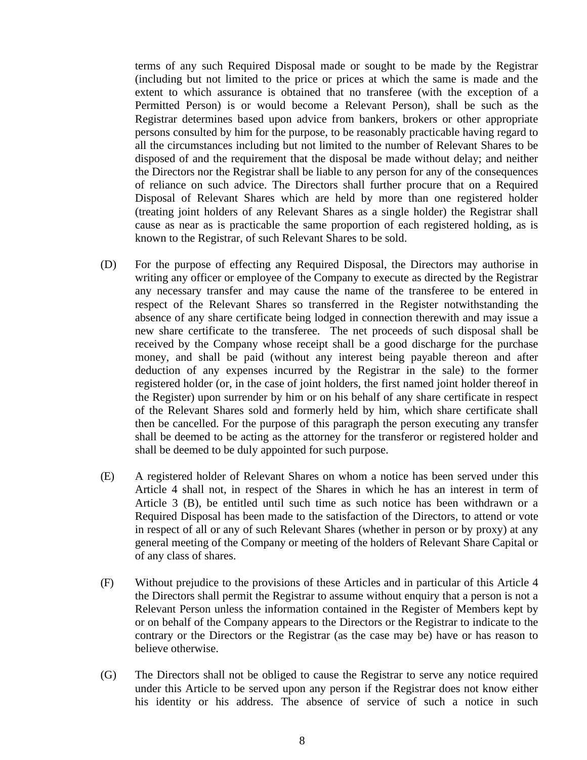terms of any such Required Disposal made or sought to be made by the Registrar (including but not limited to the price or prices at which the same is made and the extent to which assurance is obtained that no transferee (with the exception of a Permitted Person) is or would become a Relevant Person), shall be such as the Registrar determines based upon advice from bankers, brokers or other appropriate persons consulted by him for the purpose, to be reasonably practicable having regard to all the circumstances including but not limited to the number of Relevant Shares to be disposed of and the requirement that the disposal be made without delay; and neither the Directors nor the Registrar shall be liable to any person for any of the consequences of reliance on such advice. The Directors shall further procure that on a Required Disposal of Relevant Shares which are held by more than one registered holder (treating joint holders of any Relevant Shares as a single holder) the Registrar shall cause as near as is practicable the same proportion of each registered holding, as is known to the Registrar, of such Relevant Shares to be sold.

(D) For the purpose of effecting any Required Disposal, the Directors may authorise in writing any officer or employee of the Company to execute as directed by the Registrar any necessary transfer and may cause the name of the transferee to be entered in respect of the Relevant Shares so transferred in the Register notwithstanding the absence of any share certificate being lodged in connection therewith and may issue a new share certificate to the transferee. The net proceeds of such disposal shall be received by the Company whose receipt shall be a good discharge for the purchase money, and shall be paid (without any interest being payable thereon and after deduction of any expenses incurred by the Registrar in the sale) to the former registered holder (or, in the case of joint holders, the first named joint holder thereof in the Register) upon surrender by him or on his behalf of any share certificate in respect of the Relevant Shares sold and formerly held by him, which share certificate shall then be cancelled. For the purpose of this paragraph the person executing any transfer shall be deemed to be acting as the attorney for the transferor or registered holder and shall be deemed to be duly appointed for such purpose.

(E) A registered holder of Relevant Shares on whom a notice has been served under this Article 4 shall not, in respect of the Shares in which he has an interest in term of Article 3 (B), be entitled until such time as such notice has been withdrawn or a Required Disposal has been made to the satisfaction of the Directors, to attend or vote in respect of all or any of such Relevant Shares (whether in person or by proxy) at any general meeting of the Company or meeting of the holders of Relevant Share Capital or of any class of shares.

(F) Without prejudice to the provisions of these Articles and in particular of this Article 4 the Directors shall permit the Registrar to assume without enquiry that a person is not a Relevant Person unless the information contained in the Register of Members kept by or on behalf of the Company appears to the Directors or the Registrar to indicate to the contrary or the Directors or the Registrar (as the case may be) have or has reason to believe otherwise.

(G) The Directors shall not be obliged to cause the Registrar to serve any notice required under this Article to be served upon any person if the Registrar does not know either his identity or his address. The absence of service of such a notice in such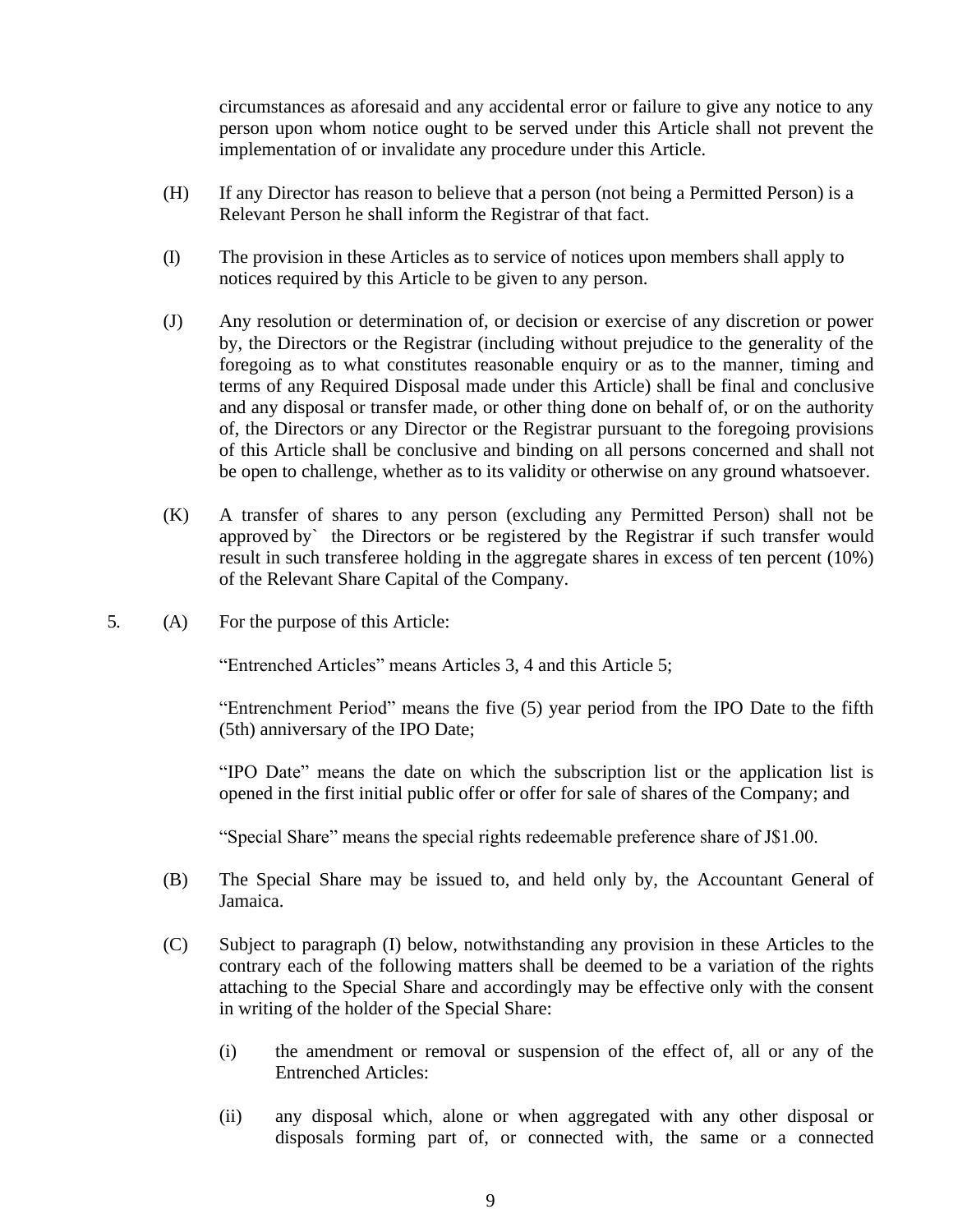circumstances as aforesaid and any accidental error or failure to give any notice to any person upon whom notice ought to be served under this Article shall not prevent the implementation of or invalidate any procedure under this Article.

(H) If any Director has reason to believe that a person (not being a Permitted Person) is a Relevant Person he shall inform the Registrar of that fact.

(I) The provision in these Articles as to service of notices upon members shall apply to notices required by this Article to be given to any person.

(J) Any resolution or determination of, or decision or exercise of any discretion or power by, the Directors or the Registrar (including without prejudice to the generality of the foregoing as to what constitutes reasonable enquiry or as to the manner, timing and terms of any Required Disposal made under this Article) shall be final and conclusive and any disposal or transfer made, or other thing done on behalf of, or on the authority of, the Directors or any Director or the Registrar pursuant to the foregoing provisions of this Article shall be conclusive and binding on all persons concerned and shall not be open to challenge, whether as to its validity or otherwise on any ground whatsoever.

(K) A transfer of shares to any person (excluding any Permitted Person) shall not be approved by` the Directors or be registered by the Registrar if such transfer would result in such transferee holding in the aggregate shares in excess of ten percent (10%) of the Relevant Share Capital of the Company.

5. (A) For the purpose of this Article:

"Entrenched Articles" means Articles 3, 4 and this Article 5;

"Entrenchment Period" means the five (5) year period from the IPO Date to the fifth (5th) anniversary of the IPO Date;

"IPO Date" means the date on which the subscription list or the application list is opened in the first initial public offer or offer for sale of shares of the Company; and

"Special Share" means the special rights redeemable preference share of J$1.00.

(B) The Special Share may be issued to, and held only by, the Accountant General of Jamaica.

(C) Subject to paragraph (I) below, notwithstanding any provision in these Articles to the contrary each of the following matters shall be deemed to be a variation of the rights attaching to the Special Share and accordingly may be effective only with the consent in writing of the holder of the Special Share:

(i) the amendment or removal or suspension of the effect of, all or any of the Entrenched Articles:

(ii) any disposal which, alone or when aggregated with any other disposal or disposals forming part of, or connected with, the same or a connected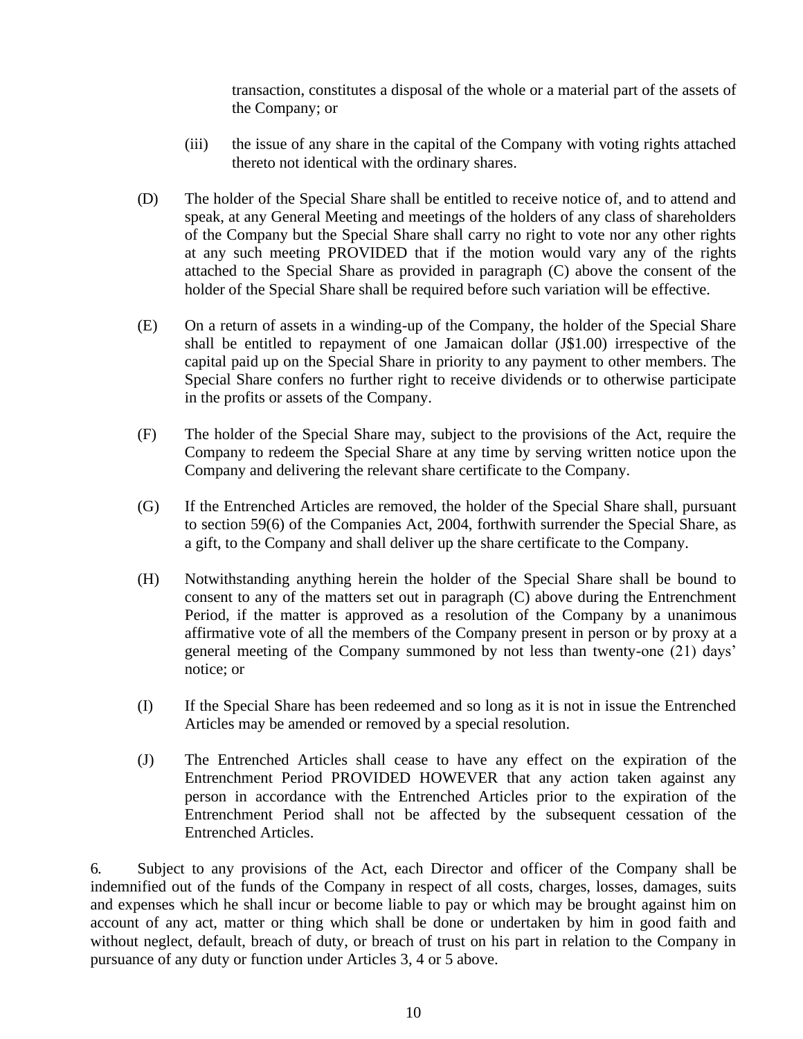transaction, constitutes a disposal of the whole or a material part of the assets of the Company; or

(iii) the issue of any share in the capital of the Company with voting rights attached thereto not identical with the ordinary shares.

(D) The holder of the Special Share shall be entitled to receive notice of, and to attend and speak, at any General Meeting and meetings of the holders of any class of shareholders of the Company but the Special Share shall carry no right to vote nor any other rights at any such meeting PROVIDED that if the motion would vary any of the rights attached to the Special Share as provided in paragraph (C) above the consent of the holder of the Special Share shall be required before such variation will be effective.

(E) On a return of assets in a winding-up of the Company, the holder of the Special Share shall be entitled to repayment of one Jamaican dollar (J$1.00) irrespective of the capital paid up on the Special Share in priority to any payment to other members. The Special Share confers no further right to receive dividends or to otherwise participate in the profits or assets of the Company.

(F) The holder of the Special Share may, subject to the provisions of the Act, require the Company to redeem the Special Share at any time by serving written notice upon the Company and delivering the relevant share certificate to the Company.

(G) If the Entrenched Articles are removed, the holder of the Special Share shall, pursuant to section 59(6) of the Companies Act, 2004, forthwith surrender the Special Share, as a gift, to the Company and shall deliver up the share certificate to the Company.

(H) Notwithstanding anything herein the holder of the Special Share shall be bound to consent to any of the matters set out in paragraph (C) above during the Entrenchment Period, if the matter is approved as a resolution of the Company by a unanimous affirmative vote of all the members of the Company present in person or by proxy at a general meeting of the Company summoned by not less than twenty-one (21) days' notice; or

(I) If the Special Share has been redeemed and so long as it is not in issue the Entrenched Articles may be amended or removed by a special resolution.

(J) The Entrenched Articles shall cease to have any effect on the expiration of the Entrenchment Period PROVIDED HOWEVER that any action taken against any person in accordance with the Entrenched Articles prior to the expiration of the Entrenchment Period shall not be affected by the subsequent cessation of the Entrenched Articles.

6. Subject to any provisions of the Act, each Director and officer of the Company shall be indemnified out of the funds of the Company in respect of all costs, charges, losses, damages, suits and expenses which he shall incur or become liable to pay or which may be brought against him on account of any act, matter or thing which shall be done or undertaken by him in good faith and without neglect, default, breach of duty, or breach of trust on his part in relation to the Company in pursuance of any duty or function under Articles 3, 4 or 5 above.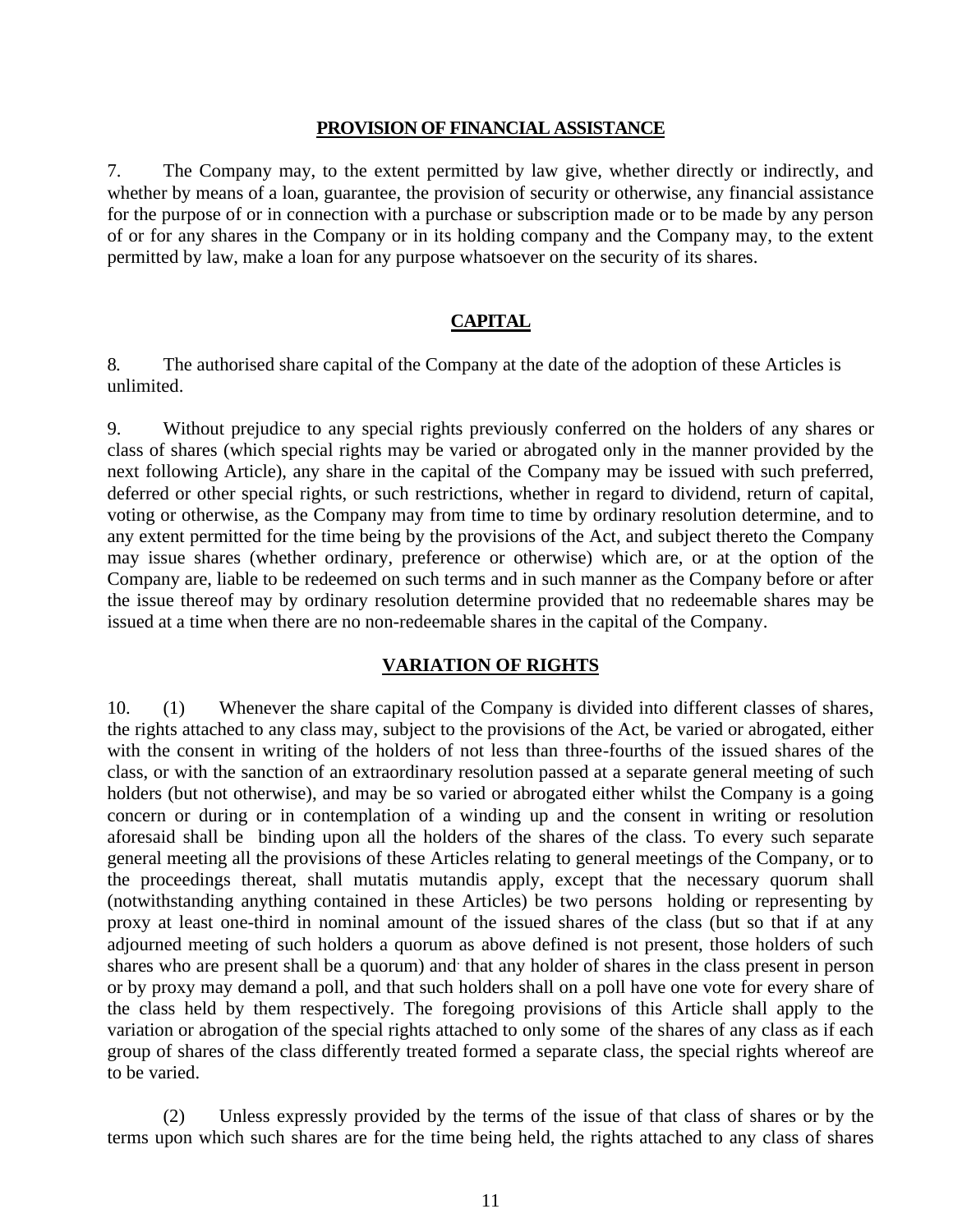## PROVISION OF FINANCIAL ASSISTANCE

7. The Company may, to the extent permitted by law give, whether directly or indirectly, and whether by means of a loan, guarantee, the provision of security or otherwise, any financial assistance for the purpose of or in connection with a purchase or subscription made or to be made by any person of or for any shares in the Company or in its holding company and the Company may, to the extent permitted by law, make a loan for any purpose whatsoever on the security of its shares.

## CAPITAL

8. The authorised share capital of the Company at the date of the adoption of these Articles is unlimited.

9. Without prejudice to any special rights previously conferred on the holders of any shares or class of shares (which special rights may be varied or abrogated only in the manner provided by the next following Article), any share in the capital of the Company may be issued with such preferred, deferred or other special rights, or such restrictions, whether in regard to dividend, return of capital, voting or otherwise, as the Company may from time to time by ordinary resolution determine, and to any extent permitted for the time being by the provisions of the Act, and subject thereto the Company may issue shares (whether ordinary, preference or otherwise) which are, or at the option of the Company are, liable to be redeemed on such terms and in such manner as the Company before or after the issue thereof may by ordinary resolution determine provided that no redeemable shares may be issued at a time when there are no non-redeemable shares in the capital of the Company.

## VARIATION OF RIGHTS

10. (1) Whenever the share capital of the Company is divided into different classes of shares, the rights attached to any class may, subject to the provisions of the Act, be varied or abrogated, either with the consent in writing of the holders of not less than three-fourths of the issued shares of the class, or with the sanction of an extraordinary resolution passed at a separate general meeting of such holders (but not otherwise), and may be so varied or abrogated either whilst the Company is a going concern or during or in contemplation of a winding up and the consent in writing or resolution aforesaid shall be binding upon all the holders of the shares of the class. To every such separate general meeting all the provisions of these Articles relating to general meetings of the Company, or to the proceedings thereat, shall mutatis mutandis apply, except that the necessary quorum shall (notwithstanding anything contained in these Articles) be two persons holding or representing by proxy at least one-third in nominal amount of the issued shares of the class (but so that if at any adjourned meeting of such holders a quorum as above defined is not present, those holders of such shares who are present shall be a quorum) and that any holder of shares in the class present in person or by proxy may demand a poll, and that such holders shall on a poll have one vote for every share of the class held by them respectively. The foregoing provisions of this Article shall apply to the variation or abrogation of the special rights attached to only some of the shares of any class as if each group of shares of the class differently treated formed a separate class, the special rights whereof are to be varied.

(2) Unless expressly provided by the terms of the issue of that class of shares or by the terms upon which such shares are for the time being held, the rights attached to any class of shares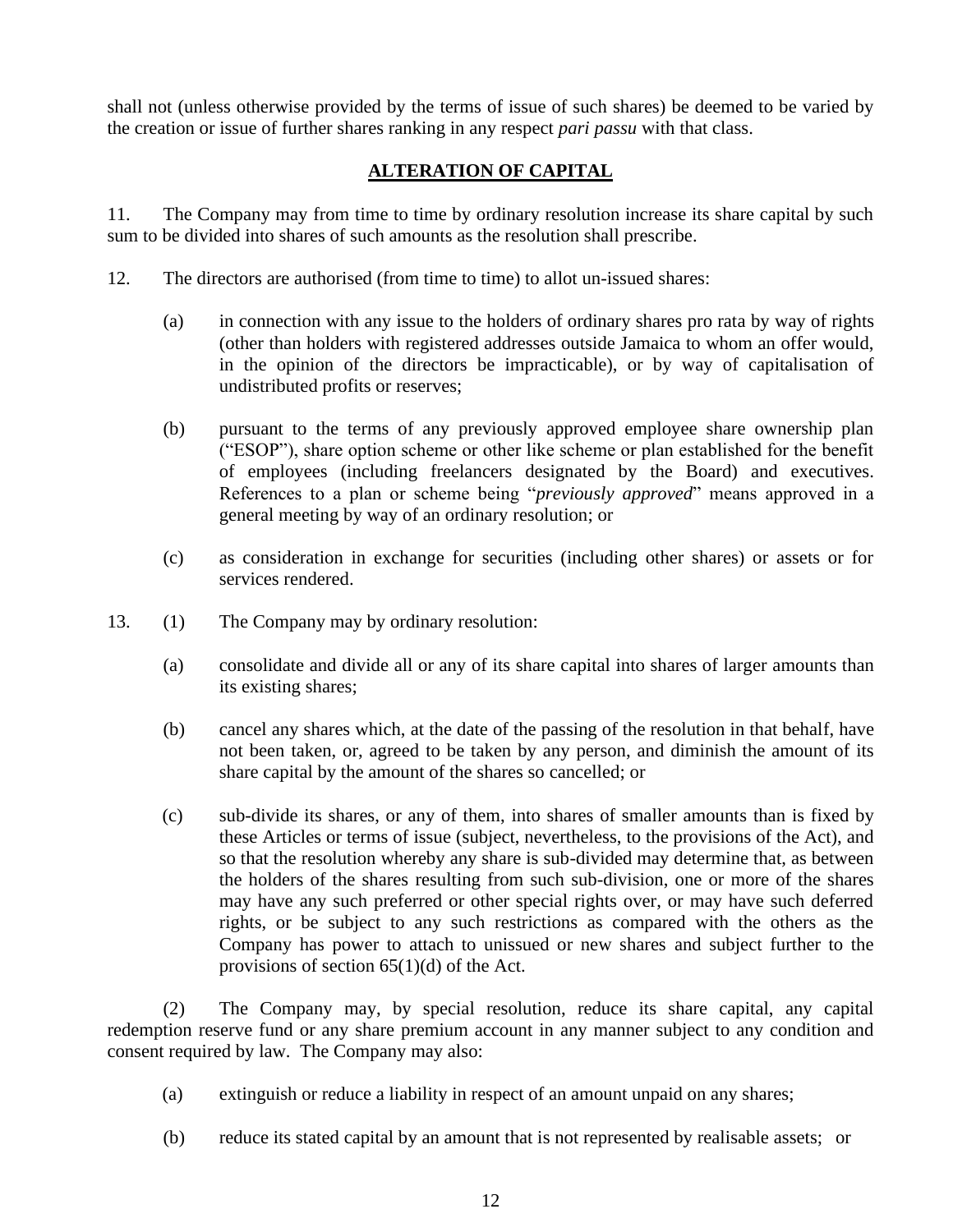shall not (unless otherwise provided by the terms of issue of such shares) be deemed to be varied by the creation or issue of further shares ranking in any respect *pari passu* with that class.

## ALTERATION OF CAPITAL

11. The Company may from time to time by ordinary resolution increase its share capital by such sum to be divided into shares of such amounts as the resolution shall prescribe.

12. The directors are authorised (from time to time) to allot un-issued shares:

   (a) in connection with any issue to the holders of ordinary shares pro rata by way of rights (other than holders with registered addresses outside Jamaica to whom an offer would, in the opinion of the directors be impracticable), or by way of capitalisation of undistributed profits or reserves;

   (b) pursuant to the terms of any previously approved employee share ownership plan ("ESOP"), share option scheme or other like scheme or plan established for the benefit of employees (including freelancers designated by the Board) and executives. References to a plan or scheme being "*previously approved*" means approved in a general meeting by way of an ordinary resolution; or

   (c) as consideration in exchange for securities (including other shares) or assets or for services rendered.

13. (1) The Company may by ordinary resolution:

   (a) consolidate and divide all or any of its share capital into shares of larger amounts than its existing shares;

   (b) cancel any shares which, at the date of the passing of the resolution in that behalf, have not been taken, or, agreed to be taken by any person, and diminish the amount of its share capital by the amount of the shares so cancelled; or

   (c) sub-divide its shares, or any of them, into shares of smaller amounts than is fixed by these Articles or terms of issue (subject, nevertheless, to the provisions of the Act), and so that the resolution whereby any share is sub-divided may determine that, as between the holders of the shares resulting from such sub-division, one or more of the shares may have any such preferred or other special rights over, or may have such deferred rights, or be subject to any such restrictions as compared with the others as the Company has power to attach to unissued or new shares and subject further to the provisions of section 65(1)(d) of the Act.

   (2) The Company may, by special resolution, reduce its share capital, any capital redemption reserve fund or any share premium account in any manner subject to any condition and consent required by law. The Company may also:

   (a) extinguish or reduce a liability in respect of an amount unpaid on any shares;

   (b) reduce its stated capital by an amount that is not represented by realisable assets; or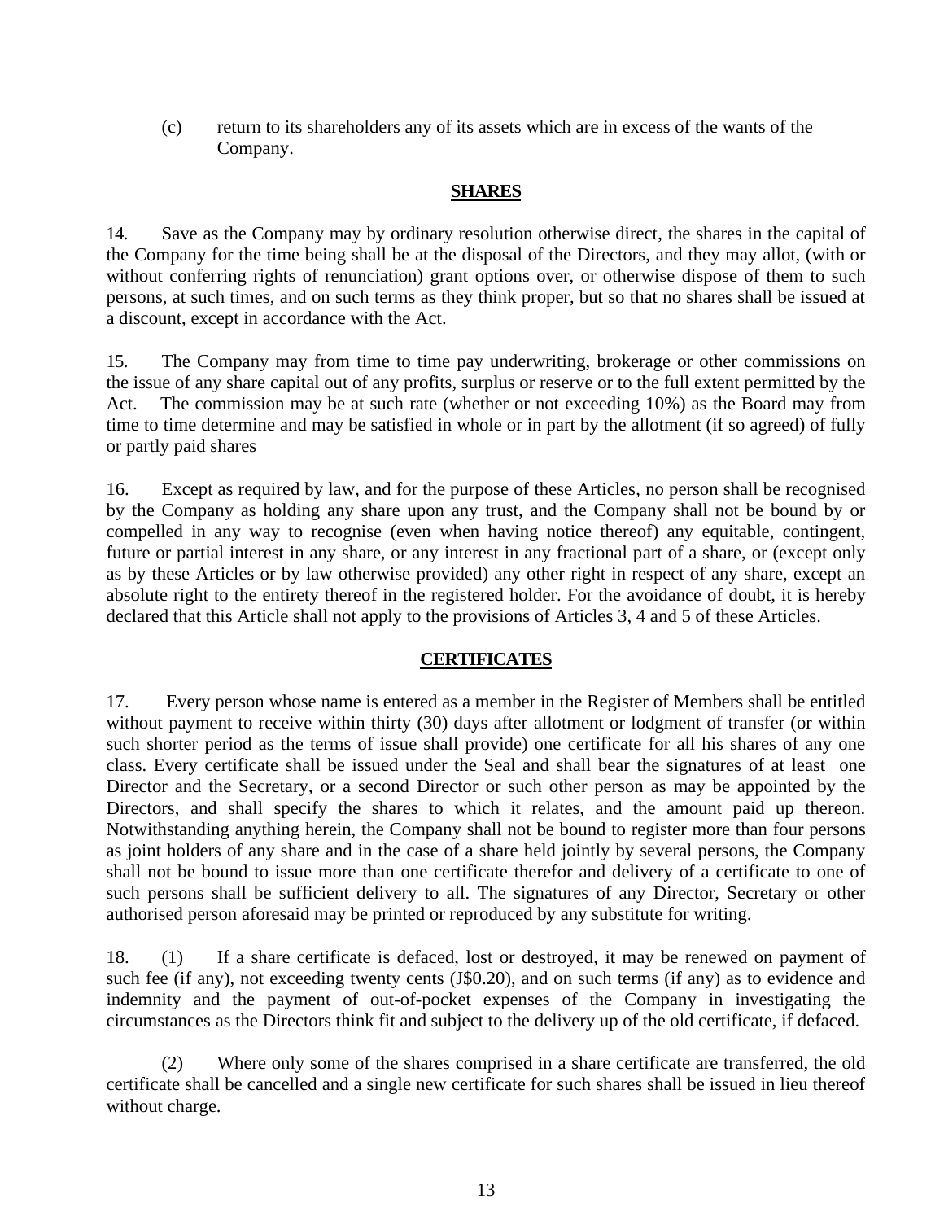(c) return to its shareholders any of its assets which are in excess of the wants of the Company.

## SHARES

14. Save as the Company may by ordinary resolution otherwise direct, the shares in the capital of the Company for the time being shall be at the disposal of the Directors, and they may allot, (with or without conferring rights of renunciation) grant options over, or otherwise dispose of them to such persons, at such times, and on such terms as they think proper, but so that no shares shall be issued at a discount, except in accordance with the Act.

15. The Company may from time to time pay underwriting, brokerage or other commissions on the issue of any share capital out of any profits, surplus or reserve or to the full extent permitted by the Act. The commission may be at such rate (whether or not exceeding 10%) as the Board may from time to time determine and may be satisfied in whole or in part by the allotment (if so agreed) of fully or partly paid shares

16. Except as required by law, and for the purpose of these Articles, no person shall be recognised by the Company as holding any share upon any trust, and the Company shall not be bound by or compelled in any way to recognise (even when having notice thereof) any equitable, contingent, future or partial interest in any share, or any interest in any fractional part of a share, or (except only as by these Articles or by law otherwise provided) any other right in respect of any share, except an absolute right to the entirety thereof in the registered holder. For the avoidance of doubt, it is hereby declared that this Article shall not apply to the provisions of Articles 3, 4 and 5 of these Articles.

## CERTIFICATES

17. Every person whose name is entered as a member in the Register of Members shall be entitled without payment to receive within thirty (30) days after allotment or lodgment of transfer (or within such shorter period as the terms of issue shall provide) one certificate for all his shares of any one class. Every certificate shall be issued under the Seal and shall bear the signatures of at least one Director and the Secretary, or a second Director or such other person as may be appointed by the Directors, and shall specify the shares to which it relates, and the amount paid up thereon. Notwithstanding anything herein, the Company shall not be bound to register more than four persons as joint holders of any share and in the case of a share held jointly by several persons, the Company shall not be bound to issue more than one certificate therefor and delivery of a certificate to one of such persons shall be sufficient delivery to all. The signatures of any Director, Secretary or other authorised person aforesaid may be printed or reproduced by any substitute for writing.

18. (1) If a share certificate is defaced, lost or destroyed, it may be renewed on payment of such fee (if any), not exceeding twenty cents (J$0.20), and on such terms (if any) as to evidence and indemnity and the payment of out-of-pocket expenses of the Company in investigating the circumstances as the Directors think fit and subject to the delivery up of the old certificate, if defaced.

(2) Where only some of the shares comprised in a share certificate are transferred, the old certificate shall be cancelled and a single new certificate for such shares shall be issued in lieu thereof without charge.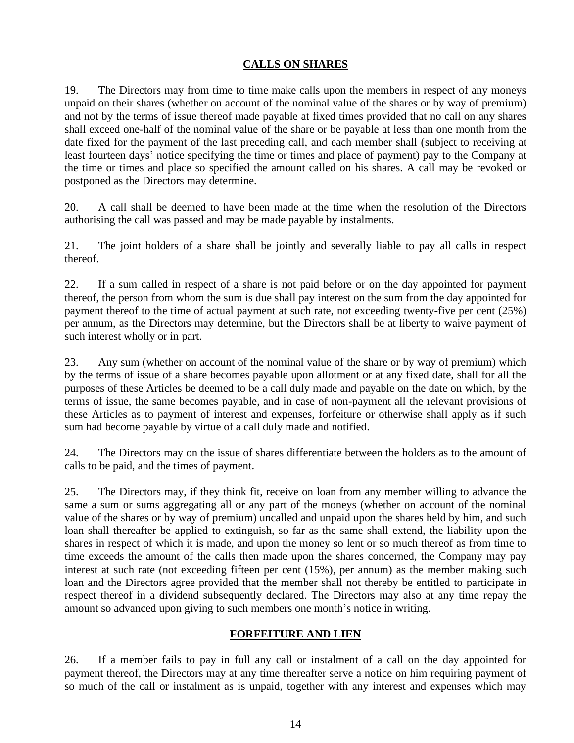## CALLS ON SHARES

19. The Directors may from time to time make calls upon the members in respect of any moneys unpaid on their shares (whether on account of the nominal value of the shares or by way of premium) and not by the terms of issue thereof made payable at fixed times provided that no call on any shares shall exceed one-half of the nominal value of the share or be payable at less than one month from the date fixed for the payment of the last preceding call, and each member shall (subject to receiving at least fourteen days' notice specifying the time or times and place of payment) pay to the Company at the time or times and place so specified the amount called on his shares. A call may be revoked or postponed as the Directors may determine.

20. A call shall be deemed to have been made at the time when the resolution of the Directors authorising the call was passed and may be made payable by instalments.

21. The joint holders of a share shall be jointly and severally liable to pay all calls in respect thereof.

22. If a sum called in respect of a share is not paid before or on the day appointed for payment thereof, the person from whom the sum is due shall pay interest on the sum from the day appointed for payment thereof to the time of actual payment at such rate, not exceeding twenty-five per cent (25%) per annum, as the Directors may determine, but the Directors shall be at liberty to waive payment of such interest wholly or in part.

23. Any sum (whether on account of the nominal value of the share or by way of premium) which by the terms of issue of a share becomes payable upon allotment or at any fixed date, shall for all the purposes of these Articles be deemed to be a call duly made and payable on the date on which, by the terms of issue, the same becomes payable, and in case of non-payment all the relevant provisions of these Articles as to payment of interest and expenses, forfeiture or otherwise shall apply as if such sum had become payable by virtue of a call duly made and notified.

24. The Directors may on the issue of shares differentiate between the holders as to the amount of calls to be paid, and the times of payment.

25. The Directors may, if they think fit, receive on loan from any member willing to advance the same a sum or sums aggregating all or any part of the moneys (whether on account of the nominal value of the shares or by way of premium) uncalled and unpaid upon the shares held by him, and such loan shall thereafter be applied to extinguish, so far as the same shall extend, the liability upon the shares in respect of which it is made, and upon the money so lent or so much thereof as from time to time exceeds the amount of the calls then made upon the shares concerned, the Company may pay interest at such rate (not exceeding fifteen per cent (15%), per annum) as the member making such loan and the Directors agree provided that the member shall not thereby be entitled to participate in respect thereof in a dividend subsequently declared. The Directors may also at any time repay the amount so advanced upon giving to such members one month's notice in writing.

## FORFEITURE AND LIEN

26. If a member fails to pay in full any call or instalment of a call on the day appointed for payment thereof, the Directors may at any time thereafter serve a notice on him requiring payment of so much of the call or instalment as is unpaid, together with any interest and expenses which may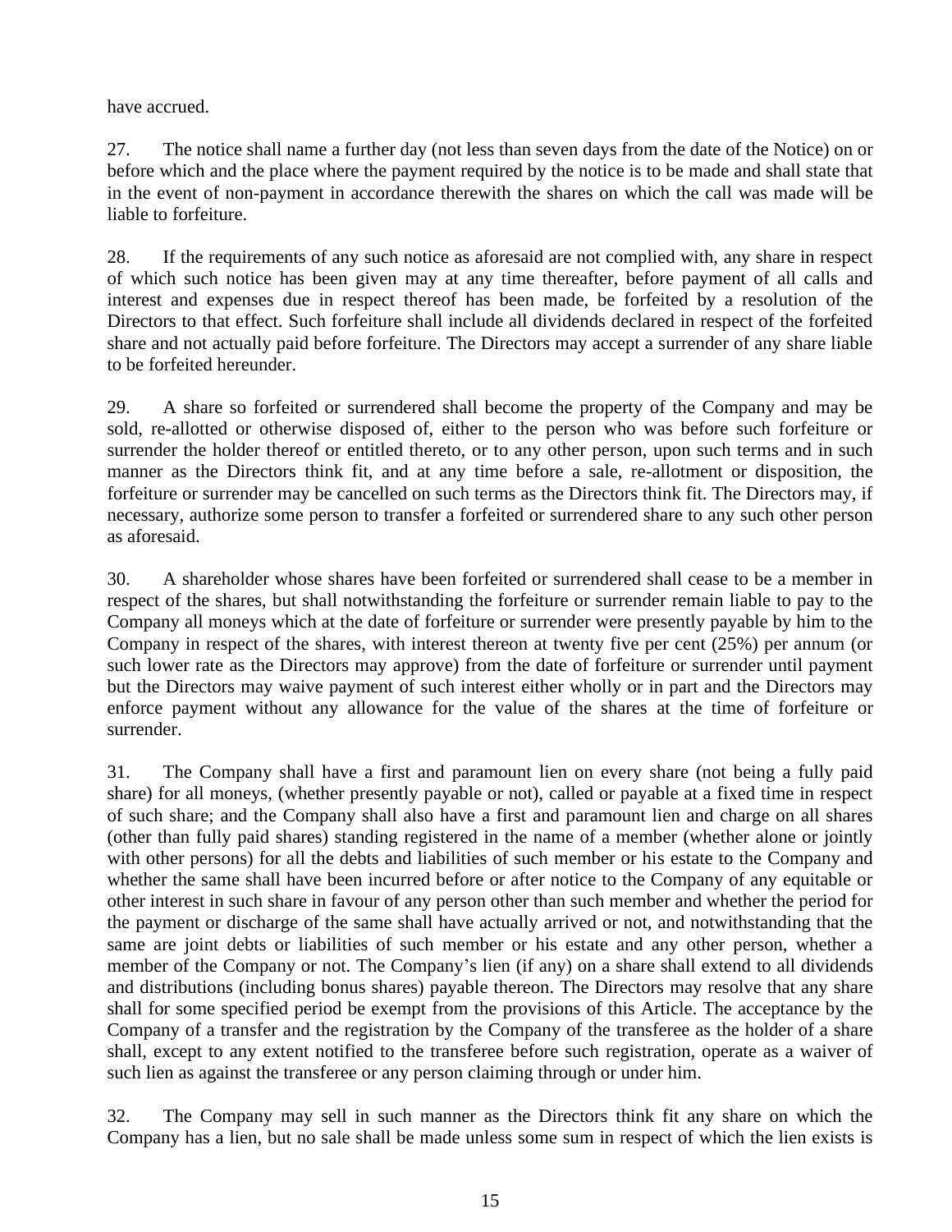have accrued.

27. The notice shall name a further day (not less than seven days from the date of the Notice) on or before which and the place where the payment required by the notice is to be made and shall state that in the event of non-payment in accordance therewith the shares on which the call was made will be liable to forfeiture.

28. If the requirements of any such notice as aforesaid are not complied with, any share in respect of which such notice has been given may at any time thereafter, before payment of all calls and interest and expenses due in respect thereof has been made, be forfeited by a resolution of the Directors to that effect. Such forfeiture shall include all dividends declared in respect of the forfeited share and not actually paid before forfeiture. The Directors may accept a surrender of any share liable to be forfeited hereunder.

29. A share so forfeited or surrendered shall become the property of the Company and may be sold, re-allotted or otherwise disposed of, either to the person who was before such forfeiture or surrender the holder thereof or entitled thereto, or to any other person, upon such terms and in such manner as the Directors think fit, and at any time before a sale, re-allotment or disposition, the forfeiture or surrender may be cancelled on such terms as the Directors think fit. The Directors may, if necessary, authorize some person to transfer a forfeited or surrendered share to any such other person as aforesaid.

30. A shareholder whose shares have been forfeited or surrendered shall cease to be a member in respect of the shares, but shall notwithstanding the forfeiture or surrender remain liable to pay to the Company all moneys which at the date of forfeiture or surrender were presently payable by him to the Company in respect of the shares, with interest thereon at twenty five per cent (25%) per annum (or such lower rate as the Directors may approve) from the date of forfeiture or surrender until payment but the Directors may waive payment of such interest either wholly or in part and the Directors may enforce payment without any allowance for the value of the shares at the time of forfeiture or surrender.

31. The Company shall have a first and paramount lien on every share (not being a fully paid share) for all moneys, (whether presently payable or not), called or payable at a fixed time in respect of such share; and the Company shall also have a first and paramount lien and charge on all shares (other than fully paid shares) standing registered in the name of a member (whether alone or jointly with other persons) for all the debts and liabilities of such member or his estate to the Company and whether the same shall have been incurred before or after notice to the Company of any equitable or other interest in such share in favour of any person other than such member and whether the period for the payment or discharge of the same shall have actually arrived or not, and notwithstanding that the same are joint debts or liabilities of such member or his estate and any other person, whether a member of the Company or not. The Company's lien (if any) on a share shall extend to all dividends and distributions (including bonus shares) payable thereon. The Directors may resolve that any share shall for some specified period be exempt from the provisions of this Article. The acceptance by the Company of a transfer and the registration by the Company of the transferee as the holder of a share shall, except to any extent notified to the transferee before such registration, operate as a waiver of such lien as against the transferee or any person claiming through or under him.

32. The Company may sell in such manner as the Directors think fit any share on which the Company has a lien, but no sale shall be made unless some sum in respect of which the lien exists is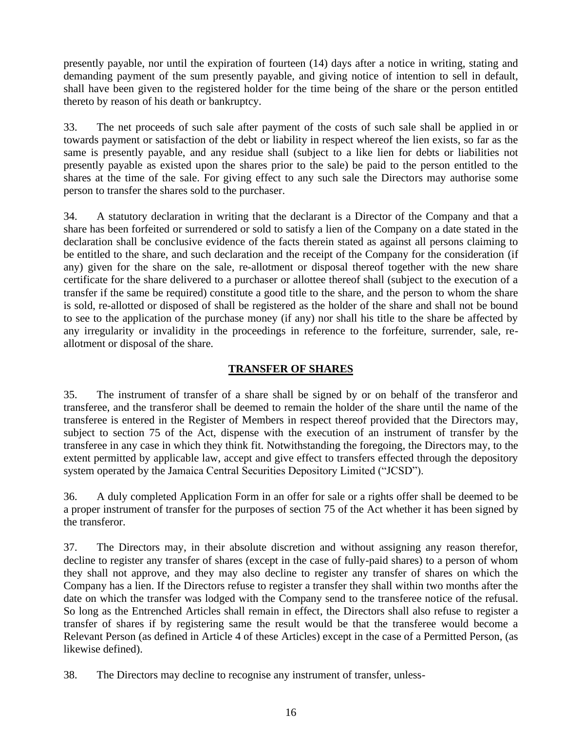presently payable, nor until the expiration of fourteen (14) days after a notice in writing, stating and demanding payment of the sum presently payable, and giving notice of intention to sell in default, shall have been given to the registered holder for the time being of the share or the person entitled thereto by reason of his death or bankruptcy.

33. The net proceeds of such sale after payment of the costs of such sale shall be applied in or towards payment or satisfaction of the debt or liability in respect whereof the lien exists, so far as the same is presently payable, and any residue shall (subject to a like lien for debts or liabilities not presently payable as existed upon the shares prior to the sale) be paid to the person entitled to the shares at the time of the sale. For giving effect to any such sale the Directors may authorise some person to transfer the shares sold to the purchaser.

34. A statutory declaration in writing that the declarant is a Director of the Company and that a share has been forfeited or surrendered or sold to satisfy a lien of the Company on a date stated in the declaration shall be conclusive evidence of the facts therein stated as against all persons claiming to be entitled to the share, and such declaration and the receipt of the Company for the consideration (if any) given for the share on the sale, re-allotment or disposal thereof together with the new share certificate for the share delivered to a purchaser or allottee thereof shall (subject to the execution of a transfer if the same be required) constitute a good title to the share, and the person to whom the share is sold, re-allotted or disposed of shall be registered as the holder of the share and shall not be bound to see to the application of the purchase money (if any) nor shall his title to the share be affected by any irregularity or invalidity in the proceedings in reference to the forfeiture, surrender, sale, re-allotment or disposal of the share.

## TRANSFER OF SHARES

35. The instrument of transfer of a share shall be signed by or on behalf of the transferor and transferee, and the transferor shall be deemed to remain the holder of the share until the name of the transferee is entered in the Register of Members in respect thereof provided that the Directors may, subject to section 75 of the Act, dispense with the execution of an instrument of transfer by the transferee in any case in which they think fit. Notwithstanding the foregoing, the Directors may, to the extent permitted by applicable law, accept and give effect to transfers effected through the depository system operated by the Jamaica Central Securities Depository Limited ("JCSD").

36. A duly completed Application Form in an offer for sale or a rights offer shall be deemed to be a proper instrument of transfer for the purposes of section 75 of the Act whether it has been signed by the transferor.

37. The Directors may, in their absolute discretion and without assigning any reason therefor, decline to register any transfer of shares (except in the case of fully-paid shares) to a person of whom they shall not approve, and they may also decline to register any transfer of shares on which the Company has a lien. If the Directors refuse to register a transfer they shall within two months after the date on which the transfer was lodged with the Company send to the transferee notice of the refusal. So long as the Entrenched Articles shall remain in effect, the Directors shall also refuse to register a transfer of shares if by registering same the result would be that the transferee would become a Relevant Person (as defined in Article 4 of these Articles) except in the case of a Permitted Person, (as likewise defined).

38. The Directors may decline to recognise any instrument of transfer, unless-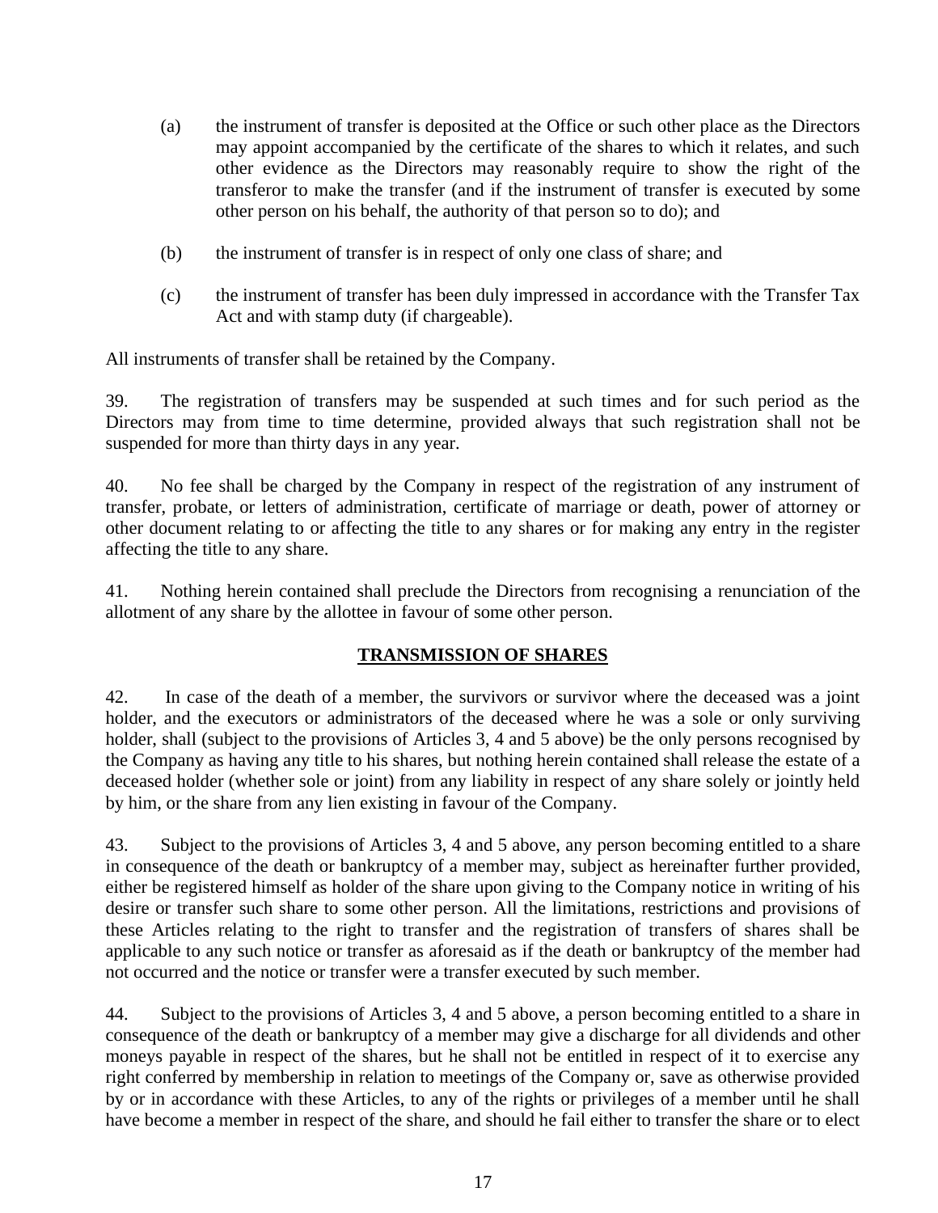(a) the instrument of transfer is deposited at the Office or such other place as the Directors may appoint accompanied by the certificate of the shares to which it relates, and such other evidence as the Directors may reasonably require to show the right of the transferor to make the transfer (and if the instrument of transfer is executed by some other person on his behalf, the authority of that person so to do); and

(b) the instrument of transfer is in respect of only one class of share; and

(c) the instrument of transfer has been duly impressed in accordance with the Transfer Tax Act and with stamp duty (if chargeable).

All instruments of transfer shall be retained by the Company.

39. The registration of transfers may be suspended at such times and for such period as the Directors may from time to time determine, provided always that such registration shall not be suspended for more than thirty days in any year.

40. No fee shall be charged by the Company in respect of the registration of any instrument of transfer, probate, or letters of administration, certificate of marriage or death, power of attorney or other document relating to or affecting the title to any shares or for making any entry in the register affecting the title to any share.

41. Nothing herein contained shall preclude the Directors from recognising a renunciation of the allotment of any share by the allottee in favour of some other person.

## TRANSMISSION OF SHARES

42. In case of the death of a member, the survivors or survivor where the deceased was a joint holder, and the executors or administrators of the deceased where he was a sole or only surviving holder, shall (subject to the provisions of Articles 3, 4 and 5 above) be the only persons recognised by the Company as having any title to his shares, but nothing herein contained shall release the estate of a deceased holder (whether sole or joint) from any liability in respect of any share solely or jointly held by him, or the share from any lien existing in favour of the Company.

43. Subject to the provisions of Articles 3, 4 and 5 above, any person becoming entitled to a share in consequence of the death or bankruptcy of a member may, subject as hereinafter further provided, either be registered himself as holder of the share upon giving to the Company notice in writing of his desire or transfer such share to some other person. All the limitations, restrictions and provisions of these Articles relating to the right to transfer and the registration of transfers of shares shall be applicable to any such notice or transfer as aforesaid as if the death or bankruptcy of the member had not occurred and the notice or transfer were a transfer executed by such member.

44. Subject to the provisions of Articles 3, 4 and 5 above, a person becoming entitled to a share in consequence of the death or bankruptcy of a member may give a discharge for all dividends and other moneys payable in respect of the shares, but he shall not be entitled in respect of it to exercise any right conferred by membership in relation to meetings of the Company or, save as otherwise provided by or in accordance with these Articles, to any of the rights or privileges of a member until he shall have become a member in respect of the share, and should he fail either to transfer the share or to elect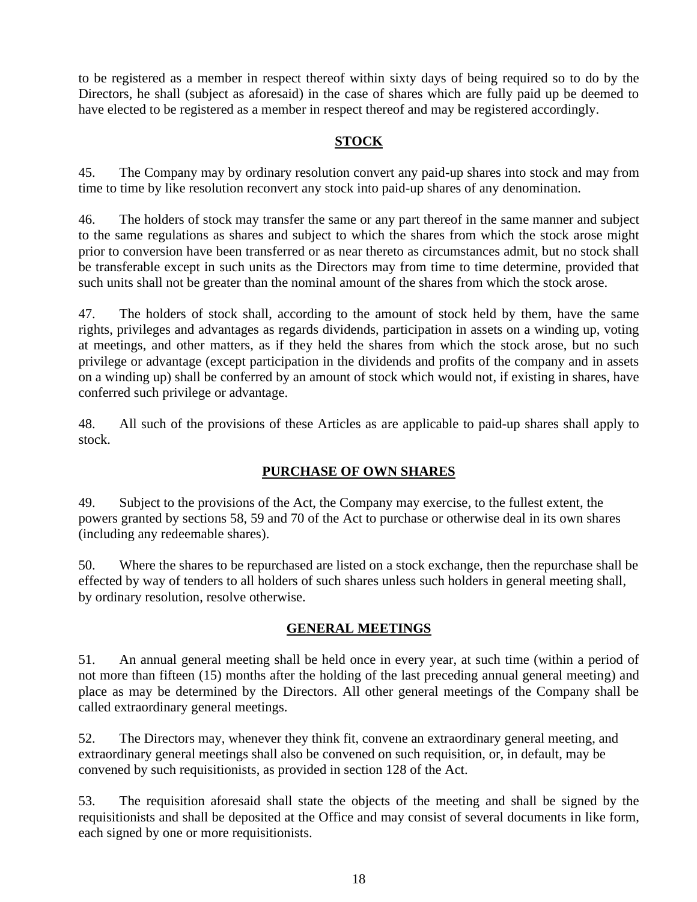to be registered as a member in respect thereof within sixty days of being required so to do by the Directors, he shall (subject as aforesaid) in the case of shares which are fully paid up be deemed to have elected to be registered as a member in respect thereof and may be registered accordingly.

## STOCK

45. The Company may by ordinary resolution convert any paid-up shares into stock and may from time to time by like resolution reconvert any stock into paid-up shares of any denomination.

46. The holders of stock may transfer the same or any part thereof in the same manner and subject to the same regulations as shares and subject to which the shares from which the stock arose might prior to conversion have been transferred or as near thereto as circumstances admit, but no stock shall be transferable except in such units as the Directors may from time to time determine, provided that such units shall not be greater than the nominal amount of the shares from which the stock arose.

47. The holders of stock shall, according to the amount of stock held by them, have the same rights, privileges and advantages as regards dividends, participation in assets on a winding up, voting at meetings, and other matters, as if they held the shares from which the stock arose, but no such privilege or advantage (except participation in the dividends and profits of the company and in assets on a winding up) shall be conferred by an amount of stock which would not, if existing in shares, have conferred such privilege or advantage.

48. All such of the provisions of these Articles as are applicable to paid-up shares shall apply to stock.

## PURCHASE OF OWN SHARES

49. Subject to the provisions of the Act, the Company may exercise, to the fullest extent, the powers granted by sections 58, 59 and 70 of the Act to purchase or otherwise deal in its own shares (including any redeemable shares).

50. Where the shares to be repurchased are listed on a stock exchange, then the repurchase shall be effected by way of tenders to all holders of such shares unless such holders in general meeting shall, by ordinary resolution, resolve otherwise.

## GENERAL MEETINGS

51. An annual general meeting shall be held once in every year, at such time (within a period of not more than fifteen (15) months after the holding of the last preceding annual general meeting) and place as may be determined by the Directors. All other general meetings of the Company shall be called extraordinary general meetings.

52. The Directors may, whenever they think fit, convene an extraordinary general meeting, and extraordinary general meetings shall also be convened on such requisition, or, in default, may be convened by such requisitionists, as provided in section 128 of the Act.

53. The requisition aforesaid shall state the objects of the meeting and shall be signed by the requisitionists and shall be deposited at the Office and may consist of several documents in like form, each signed by one or more requisitionists.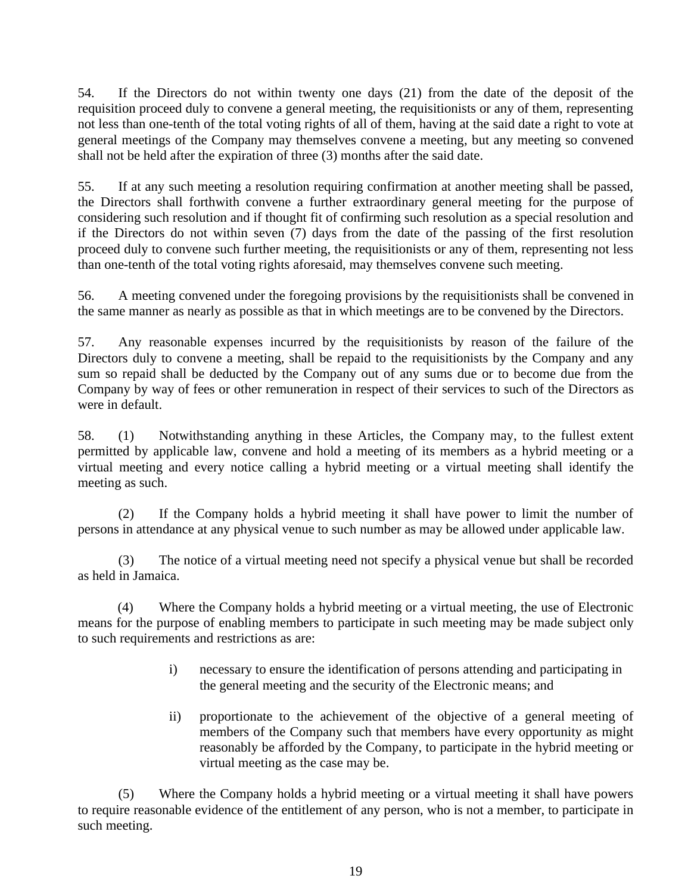54. If the Directors do not within twenty one days (21) from the date of the deposit of the requisition proceed duly to convene a general meeting, the requisitionists or any of them, representing not less than one-tenth of the total voting rights of all of them, having at the said date a right to vote at general meetings of the Company may themselves convene a meeting, but any meeting so convened shall not be held after the expiration of three (3) months after the said date.

55. If at any such meeting a resolution requiring confirmation at another meeting shall be passed, the Directors shall forthwith convene a further extraordinary general meeting for the purpose of considering such resolution and if thought fit of confirming such resolution as a special resolution and if the Directors do not within seven (7) days from the date of the passing of the first resolution proceed duly to convene such further meeting, the requisitionists or any of them, representing not less than one-tenth of the total voting rights aforesaid, may themselves convene such meeting.

56. A meeting convened under the foregoing provisions by the requisitionists shall be convened in the same manner as nearly as possible as that in which meetings are to be convened by the Directors.

57. Any reasonable expenses incurred by the requisitionists by reason of the failure of the Directors duly to convene a meeting, shall be repaid to the requisitionists by the Company and any sum so repaid shall be deducted by the Company out of any sums due or to become due from the Company by way of fees or other remuneration in respect of their services to such of the Directors as were in default.

58. (1) Notwithstanding anything in these Articles, the Company may, to the fullest extent permitted by applicable law, convene and hold a meeting of its members as a hybrid meeting or a virtual meeting and every notice calling a hybrid meeting or a virtual meeting shall identify the meeting as such.

(2) If the Company holds a hybrid meeting it shall have power to limit the number of persons in attendance at any physical venue to such number as may be allowed under applicable law.

(3) The notice of a virtual meeting need not specify a physical venue but shall be recorded as held in Jamaica.

(4) Where the Company holds a hybrid meeting or a virtual meeting, the use of Electronic means for the purpose of enabling members to participate in such meeting may be made subject only to such requirements and restrictions as are:

i) necessary to ensure the identification of persons attending and participating in the general meeting and the security of the Electronic means; and

ii) proportionate to the achievement of the objective of a general meeting of members of the Company such that members have every opportunity as might reasonably be afforded by the Company, to participate in the hybrid meeting or virtual meeting as the case may be.

(5) Where the Company holds a hybrid meeting or a virtual meeting it shall have powers to require reasonable evidence of the entitlement of any person, who is not a member, to participate in such meeting.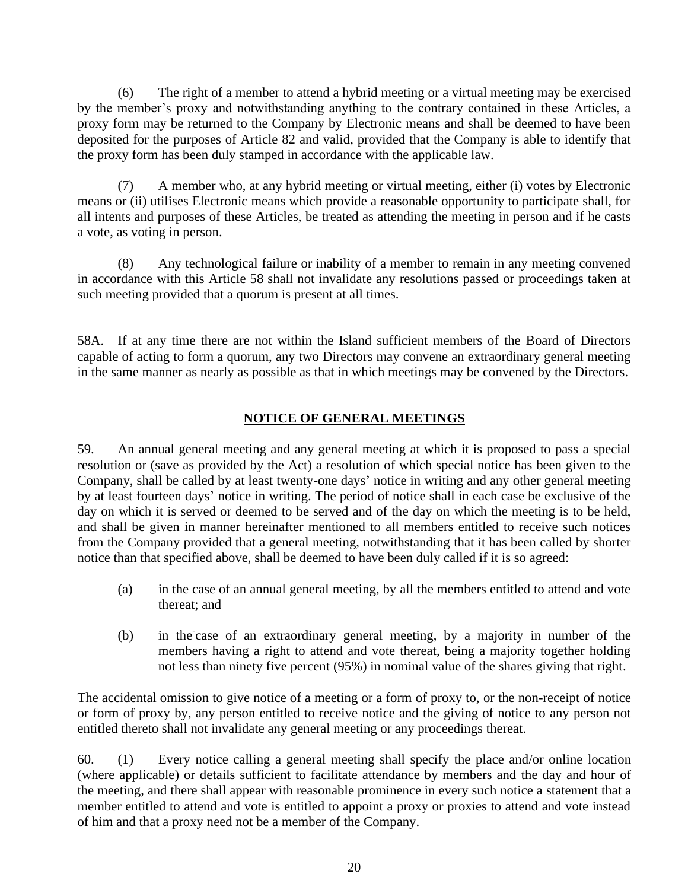(6) The right of a member to attend a hybrid meeting or a virtual meeting may be exercised by the member's proxy and notwithstanding anything to the contrary contained in these Articles, a proxy form may be returned to the Company by Electronic means and shall be deemed to have been deposited for the purposes of Article 82 and valid, provided that the Company is able to identify that the proxy form has been duly stamped in accordance with the applicable law.

(7) A member who, at any hybrid meeting or virtual meeting, either (i) votes by Electronic means or (ii) utilises Electronic means which provide a reasonable opportunity to participate shall, for all intents and purposes of these Articles, be treated as attending the meeting in person and if he casts a vote, as voting in person.

(8) Any technological failure or inability of a member to remain in any meeting convened in accordance with this Article 58 shall not invalidate any resolutions passed or proceedings taken at such meeting provided that a quorum is present at all times.

58A. If at any time there are not within the Island sufficient members of the Board of Directors capable of acting to form a quorum, any two Directors may convene an extraordinary general meeting in the same manner as nearly as possible as that in which meetings may be convened by the Directors.

## NOTICE OF GENERAL MEETINGS

59. An annual general meeting and any general meeting at which it is proposed to pass a special resolution or (save as provided by the Act) a resolution of which special notice has been given to the Company, shall be called by at least twenty-one days' notice in writing and any other general meeting by at least fourteen days' notice in writing. The period of notice shall in each case be exclusive of the day on which it is served or deemed to be served and of the day on which the meeting is to be held, and shall be given in manner hereinafter mentioned to all members entitled to receive such notices from the Company provided that a general meeting, notwithstanding that it has been called by shorter notice than that specified above, shall be deemed to have been duly called if it is so agreed:

(a) in the case of an annual general meeting, by all the members entitled to attend and vote thereat; and

(b) in the case of an extraordinary general meeting, by a majority in number of the members having a right to attend and vote thereat, being a majority together holding not less than ninety five percent (95%) in nominal value of the shares giving that right.

The accidental omission to give notice of a meeting or a form of proxy to, or the non-receipt of notice or form of proxy by, any person entitled to receive notice and the giving of notice to any person not entitled thereto shall not invalidate any general meeting or any proceedings thereat.

60. (1) Every notice calling a general meeting shall specify the place and/or online location (where applicable) or details sufficient to facilitate attendance by members and the day and hour of the meeting, and there shall appear with reasonable prominence in every such notice a statement that a member entitled to attend and vote is entitled to appoint a proxy or proxies to attend and vote instead of him and that a proxy need not be a member of the Company.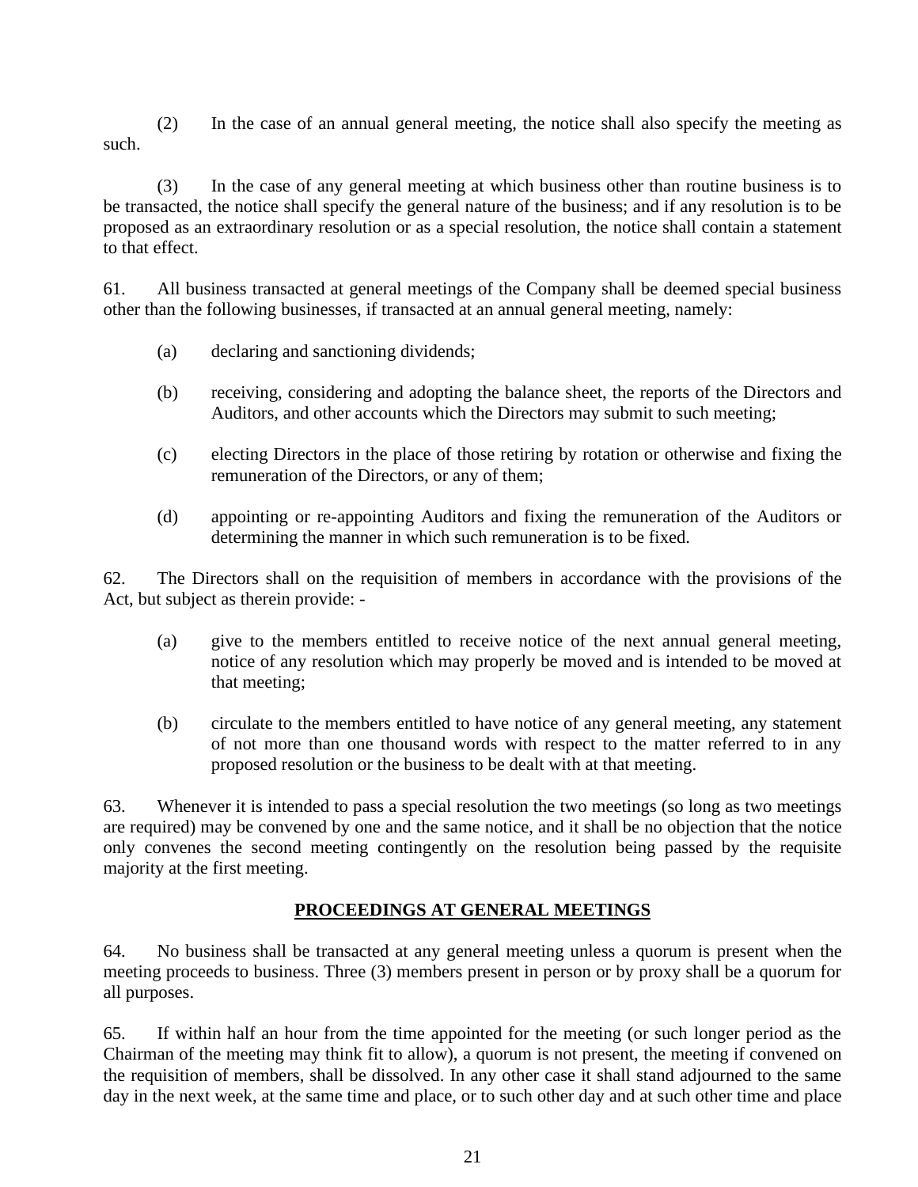(2) In the case of an annual general meeting, the notice shall also specify the meeting as such.

(3) In the case of any general meeting at which business other than routine business is to be transacted, the notice shall specify the general nature of the business; and if any resolution is to be proposed as an extraordinary resolution or as a special resolution, the notice shall contain a statement to that effect.

61. All business transacted at general meetings of the Company shall be deemed special business other than the following businesses, if transacted at an annual general meeting, namely:

(a) declaring and sanctioning dividends;

(b) receiving, considering and adopting the balance sheet, the reports of the Directors and Auditors, and other accounts which the Directors may submit to such meeting;

(c) electing Directors in the place of those retiring by rotation or otherwise and fixing the remuneration of the Directors, or any of them;

(d) appointing or re-appointing Auditors and fixing the remuneration of the Auditors or determining the manner in which such remuneration is to be fixed.

62. The Directors shall on the requisition of members in accordance with the provisions of the Act, but subject as therein provide: -

(a) give to the members entitled to receive notice of the next annual general meeting, notice of any resolution which may properly be moved and is intended to be moved at that meeting;

(b) circulate to the members entitled to have notice of any general meeting, any statement of not more than one thousand words with respect to the matter referred to in any proposed resolution or the business to be dealt with at that meeting.

63. Whenever it is intended to pass a special resolution the two meetings (so long as two meetings are required) may be convened by one and the same notice, and it shall be no objection that the notice only convenes the second meeting contingently on the resolution being passed by the requisite majority at the first meeting.

## PROCEEDINGS AT GENERAL MEETINGS

64. No business shall be transacted at any general meeting unless a quorum is present when the meeting proceeds to business. Three (3) members present in person or by proxy shall be a quorum for all purposes.

65. If within half an hour from the time appointed for the meeting (or such longer period as the Chairman of the meeting may think fit to allow), a quorum is not present, the meeting if convened on the requisition of members, shall be dissolved. In any other case it shall stand adjourned to the same day in the next week, at the same time and place, or to such other day and at such other time and place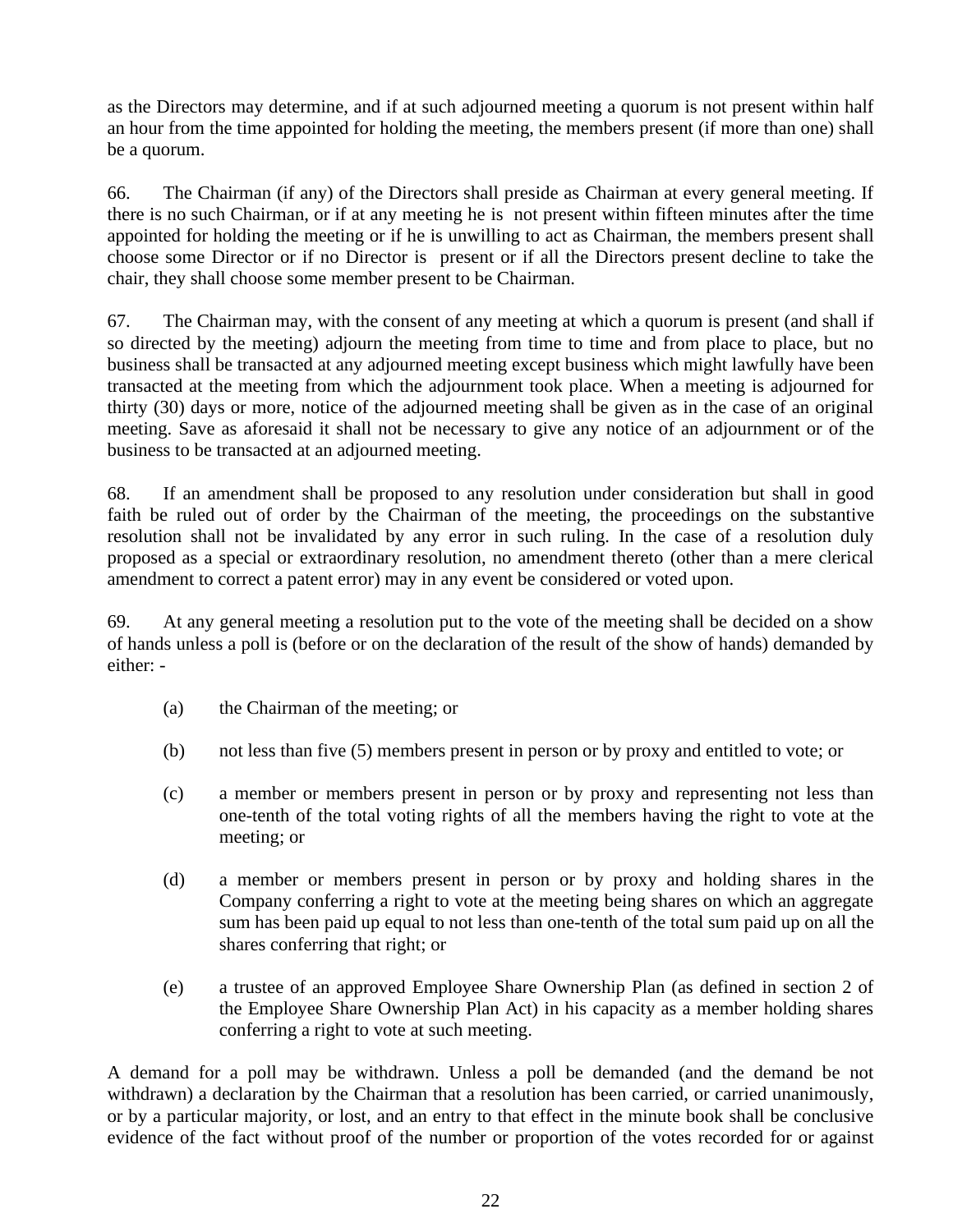as the Directors may determine, and if at such adjourned meeting a quorum is not present within half an hour from the time appointed for holding the meeting, the members present (if more than one) shall be a quorum.

66. The Chairman (if any) of the Directors shall preside as Chairman at every general meeting. If there is no such Chairman, or if at any meeting he is not present within fifteen minutes after the time appointed for holding the meeting or if he is unwilling to act as Chairman, the members present shall choose some Director or if no Director is present or if all the Directors present decline to take the chair, they shall choose some member present to be Chairman.

67. The Chairman may, with the consent of any meeting at which a quorum is present (and shall if so directed by the meeting) adjourn the meeting from time to time and from place to place, but no business shall be transacted at any adjourned meeting except business which might lawfully have been transacted at the meeting from which the adjournment took place. When a meeting is adjourned for thirty (30) days or more, notice of the adjourned meeting shall be given as in the case of an original meeting. Save as aforesaid it shall not be necessary to give any notice of an adjournment or of the business to be transacted at an adjourned meeting.

68. If an amendment shall be proposed to any resolution under consideration but shall in good faith be ruled out of order by the Chairman of the meeting, the proceedings on the substantive resolution shall not be invalidated by any error in such ruling. In the case of a resolution duly proposed as a special or extraordinary resolution, no amendment thereto (other than a mere clerical amendment to correct a patent error) may in any event be considered or voted upon.

69. At any general meeting a resolution put to the vote of the meeting shall be decided on a show of hands unless a poll is (before or on the declaration of the result of the show of hands) demanded by either: -

(a) the Chairman of the meeting; or

(b) not less than five (5) members present in person or by proxy and entitled to vote; or

(c) a member or members present in person or by proxy and representing not less than one-tenth of the total voting rights of all the members having the right to vote at the meeting; or

(d) a member or members present in person or by proxy and holding shares in the Company conferring a right to vote at the meeting being shares on which an aggregate sum has been paid up equal to not less than one-tenth of the total sum paid up on all the shares conferring that right; or

(e) a trustee of an approved Employee Share Ownership Plan (as defined in section 2 of the Employee Share Ownership Plan Act) in his capacity as a member holding shares conferring a right to vote at such meeting.

A demand for a poll may be withdrawn. Unless a poll be demanded (and the demand be not withdrawn) a declaration by the Chairman that a resolution has been carried, or carried unanimously, or by a particular majority, or lost, and an entry to that effect in the minute book shall be conclusive evidence of the fact without proof of the number or proportion of the votes recorded for or against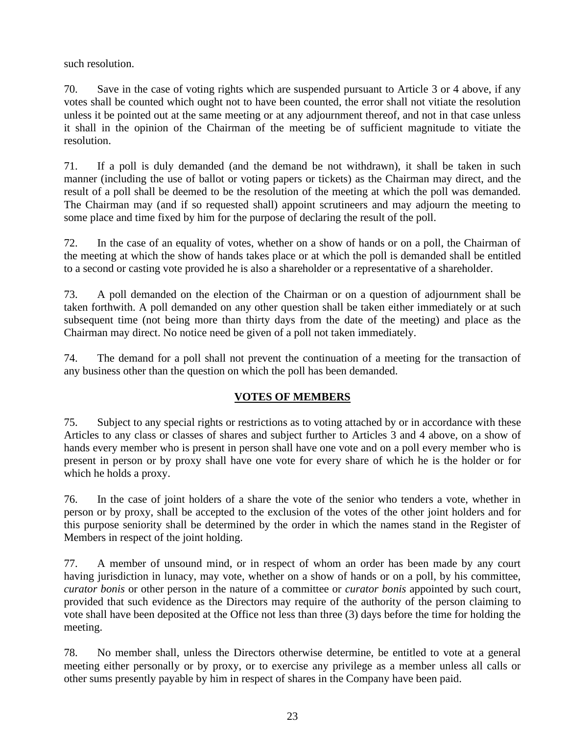such resolution.

70. Save in the case of voting rights which are suspended pursuant to Article 3 or 4 above, if any votes shall be counted which ought not to have been counted, the error shall not vitiate the resolution unless it be pointed out at the same meeting or at any adjournment thereof, and not in that case unless it shall in the opinion of the Chairman of the meeting be of sufficient magnitude to vitiate the resolution.

71. If a poll is duly demanded (and the demand be not withdrawn), it shall be taken in such manner (including the use of ballot or voting papers or tickets) as the Chairman may direct, and the result of a poll shall be deemed to be the resolution of the meeting at which the poll was demanded. The Chairman may (and if so requested shall) appoint scrutineers and may adjourn the meeting to some place and time fixed by him for the purpose of declaring the result of the poll.

72. In the case of an equality of votes, whether on a show of hands or on a poll, the Chairman of the meeting at which the show of hands takes place or at which the poll is demanded shall be entitled to a second or casting vote provided he is also a shareholder or a representative of a shareholder.

73. A poll demanded on the election of the Chairman or on a question of adjournment shall be taken forthwith. A poll demanded on any other question shall be taken either immediately or at such subsequent time (not being more than thirty days from the date of the meeting) and place as the Chairman may direct. No notice need be given of a poll not taken immediately.

74. The demand for a poll shall not prevent the continuation of a meeting for the transaction of any business other than the question on which the poll has been demanded.

## VOTES OF MEMBERS

75. Subject to any special rights or restrictions as to voting attached by or in accordance with these Articles to any class or classes of shares and subject further to Articles 3 and 4 above, on a show of hands every member who is present in person shall have one vote and on a poll every member who is present in person or by proxy shall have one vote for every share of which he is the holder or for which he holds a proxy.

76. In the case of joint holders of a share the vote of the senior who tenders a vote, whether in person or by proxy, shall be accepted to the exclusion of the votes of the other joint holders and for this purpose seniority shall be determined by the order in which the names stand in the Register of Members in respect of the joint holding.

77. A member of unsound mind, or in respect of whom an order has been made by any court having jurisdiction in lunacy, may vote, whether on a show of hands or on a poll, by his committee, *curator bonis* or other person in the nature of a committee or *curator bonis* appointed by such court, provided that such evidence as the Directors may require of the authority of the person claiming to vote shall have been deposited at the Office not less than three (3) days before the time for holding the meeting.

78. No member shall, unless the Directors otherwise determine, be entitled to vote at a general meeting either personally or by proxy, or to exercise any privilege as a member unless all calls or other sums presently payable by him in respect of shares in the Company have been paid.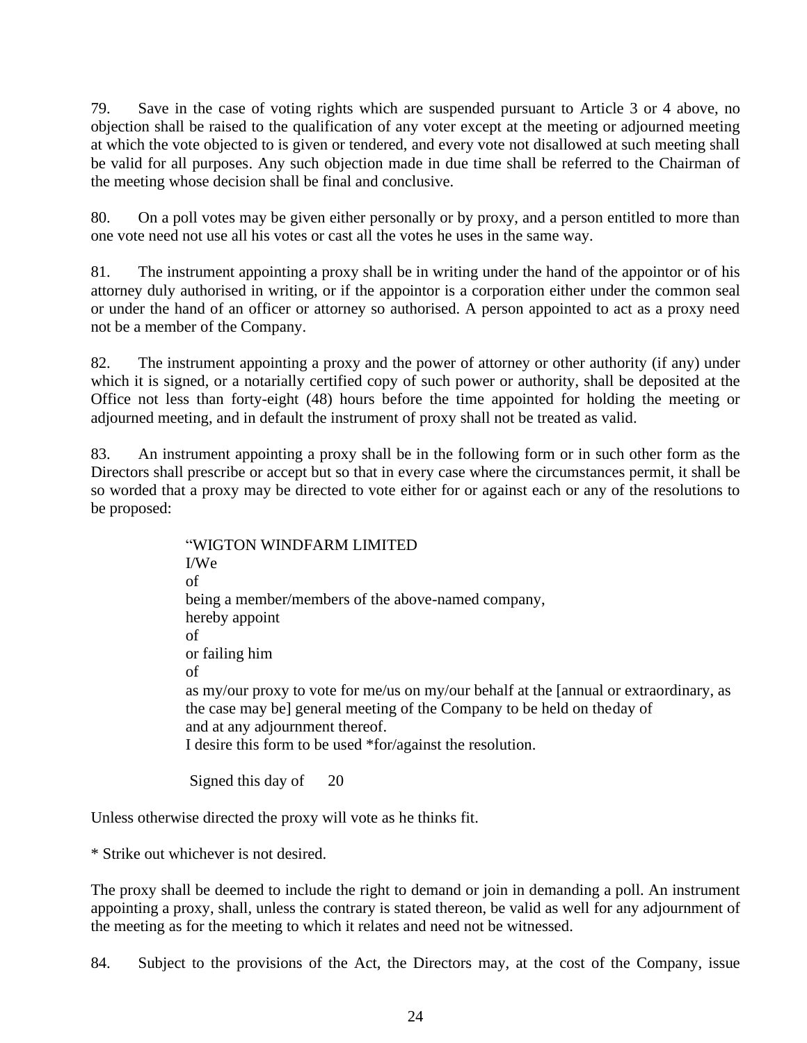79. Save in the case of voting rights which are suspended pursuant to Article 3 or 4 above, no objection shall be raised to the qualification of any voter except at the meeting or adjourned meeting at which the vote objected to is given or tendered, and every vote not disallowed at such meeting shall be valid for all purposes. Any such objection made in due time shall be referred to the Chairman of the meeting whose decision shall be final and conclusive.

80. On a poll votes may be given either personally or by proxy, and a person entitled to more than one vote need not use all his votes or cast all the votes he uses in the same way.

81. The instrument appointing a proxy shall be in writing under the hand of the appointor or of his attorney duly authorised in writing, or if the appointor is a corporation either under the common seal or under the hand of an officer or attorney so authorised. A person appointed to act as a proxy need not be a member of the Company.

82. The instrument appointing a proxy and the power of attorney or other authority (if any) under which it is signed, or a notarially certified copy of such power or authority, shall be deposited at the Office not less than forty-eight (48) hours before the time appointed for holding the meeting or adjourned meeting, and in default the instrument of proxy shall not be treated as valid.

83. An instrument appointing a proxy shall be in the following form or in such other form as the Directors shall prescribe or accept but so that in every case where the circumstances permit, it shall be so worded that a proxy may be directed to vote either for or against each or any of the resolutions to be proposed:

> "WIGTON WINDFARM LIMITED
> I/We
> of
> being a member/members of the above-named company,
> hereby appoint
> of
> or failing him
> of
> as my/our proxy to vote for me/us on my/our behalf at the [annual or extraordinary, as the case may be] general meeting of the Company to be held on theday of
> and at any adjournment thereof.
> I desire this form to be used *for/against the resolution.
>
> Signed this day of 20

Unless otherwise directed the proxy will vote as he thinks fit.

* Strike out whichever is not desired.

The proxy shall be deemed to include the right to demand or join in demanding a poll. An instrument appointing a proxy, shall, unless the contrary is stated thereon, be valid as well for any adjournment of the meeting as for the meeting to which it relates and need not be witnessed.

84. Subject to the provisions of the Act, the Directors may, at the cost of the Company, issue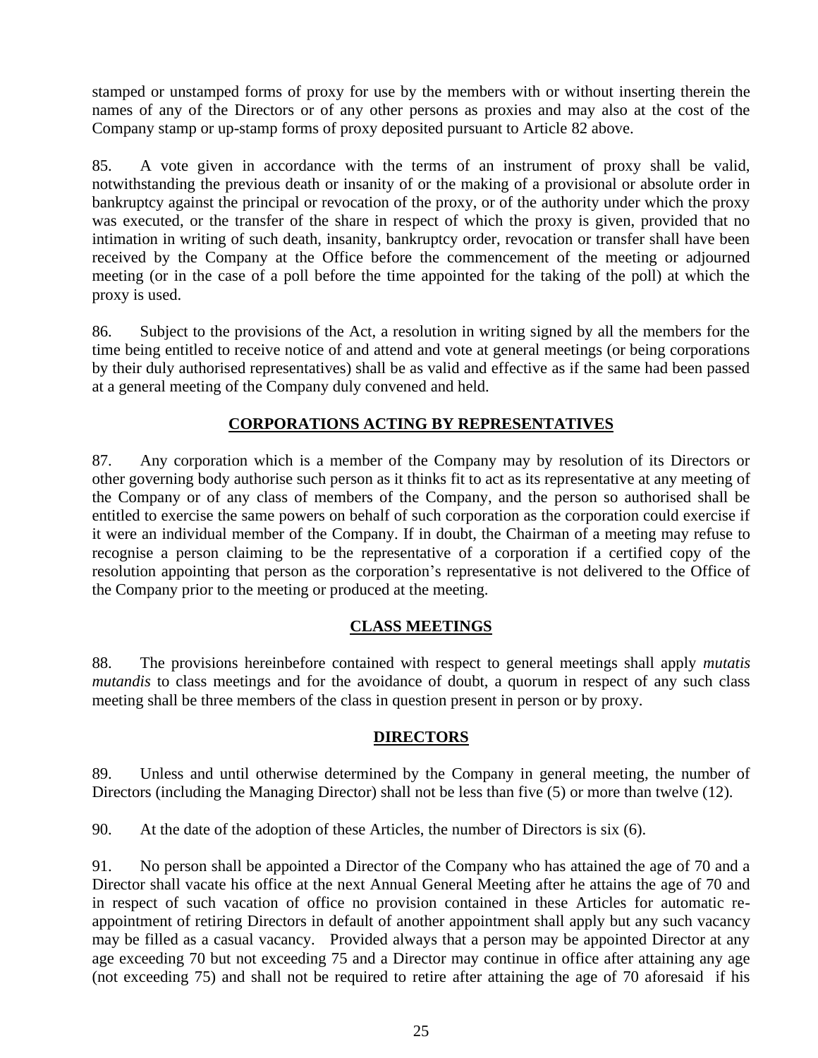stamped or unstamped forms of proxy for use by the members with or without inserting therein the names of any of the Directors or of any other persons as proxies and may also at the cost of the Company stamp or up-stamp forms of proxy deposited pursuant to Article 82 above.

85. A vote given in accordance with the terms of an instrument of proxy shall be valid, notwithstanding the previous death or insanity of or the making of a provisional or absolute order in bankruptcy against the principal or revocation of the proxy, or of the authority under which the proxy was executed, or the transfer of the share in respect of which the proxy is given, provided that no intimation in writing of such death, insanity, bankruptcy order, revocation or transfer shall have been received by the Company at the Office before the commencement of the meeting or adjourned meeting (or in the case of a poll before the time appointed for the taking of the poll) at which the proxy is used.

86. Subject to the provisions of the Act, a resolution in writing signed by all the members for the time being entitled to receive notice of and attend and vote at general meetings (or being corporations by their duly authorised representatives) shall be as valid and effective as if the same had been passed at a general meeting of the Company duly convened and held.

## CORPORATIONS ACTING BY REPRESENTATIVES

87. Any corporation which is a member of the Company may by resolution of its Directors or other governing body authorise such person as it thinks fit to act as its representative at any meeting of the Company or of any class of members of the Company, and the person so authorised shall be entitled to exercise the same powers on behalf of such corporation as the corporation could exercise if it were an individual member of the Company. If in doubt, the Chairman of a meeting may refuse to recognise a person claiming to be the representative of a corporation if a certified copy of the resolution appointing that person as the corporation's representative is not delivered to the Office of the Company prior to the meeting or produced at the meeting.

## CLASS MEETINGS

88. The provisions hereinbefore contained with respect to general meetings shall apply *mutatis mutandis* to class meetings and for the avoidance of doubt, a quorum in respect of any such class meeting shall be three members of the class in question present in person or by proxy.

## DIRECTORS

89. Unless and until otherwise determined by the Company in general meeting, the number of Directors (including the Managing Director) shall not be less than five (5) or more than twelve (12).

90. At the date of the adoption of these Articles, the number of Directors is six (6).

91. No person shall be appointed a Director of the Company who has attained the age of 70 and a Director shall vacate his office at the next Annual General Meeting after he attains the age of 70 and in respect of such vacation of office no provision contained in these Articles for automatic re-appointment of retiring Directors in default of another appointment shall apply but any such vacancy may be filled as a casual vacancy. Provided always that a person may be appointed Director at any age exceeding 70 but not exceeding 75 and a Director may continue in office after attaining any age (not exceeding 75) and shall not be required to retire after attaining the age of 70 aforesaid if his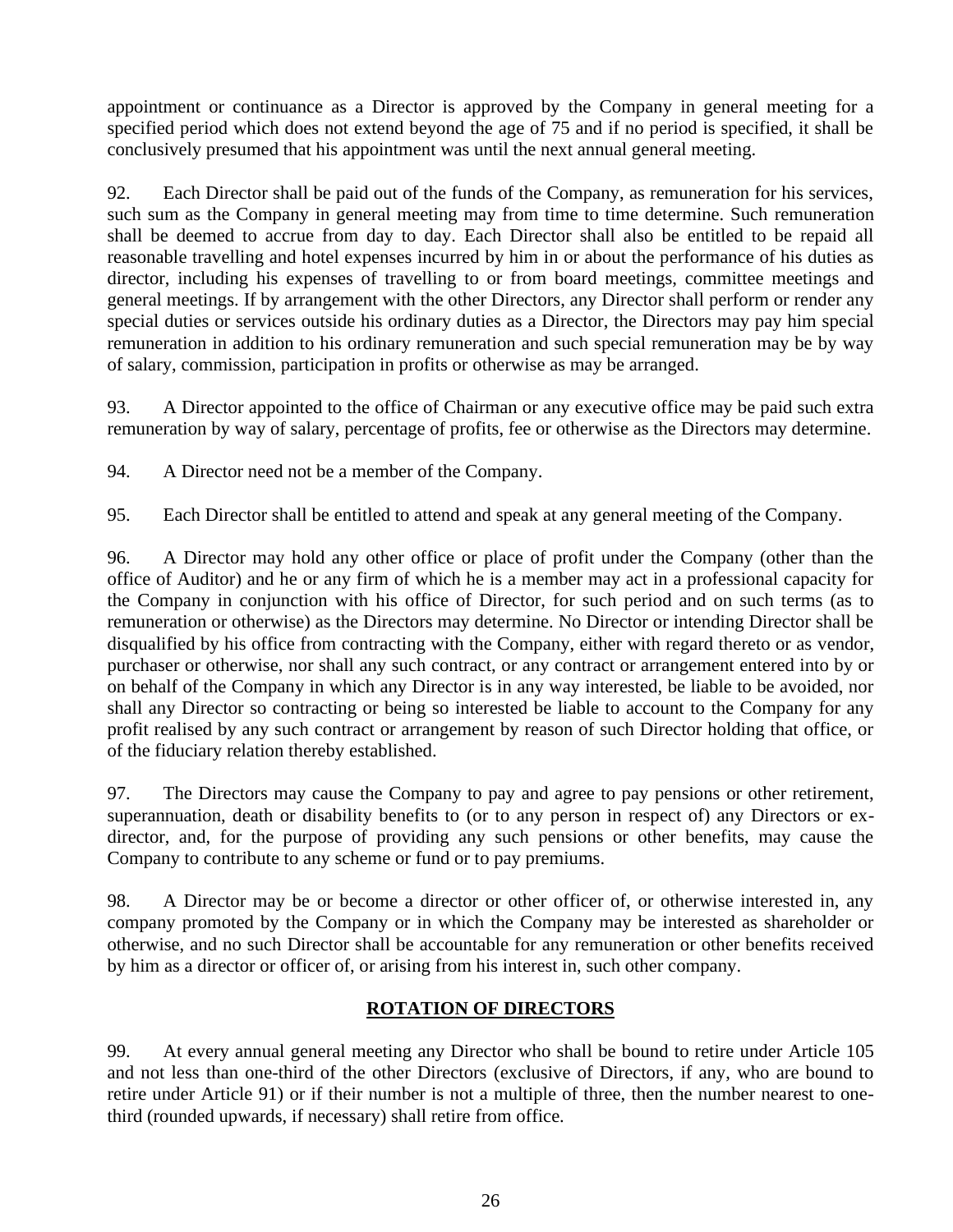appointment or continuance as a Director is approved by the Company in general meeting for a specified period which does not extend beyond the age of 75 and if no period is specified, it shall be conclusively presumed that his appointment was until the next annual general meeting.

92. Each Director shall be paid out of the funds of the Company, as remuneration for his services, such sum as the Company in general meeting may from time to time determine. Such remuneration shall be deemed to accrue from day to day. Each Director shall also be entitled to be repaid all reasonable travelling and hotel expenses incurred by him in or about the performance of his duties as director, including his expenses of travelling to or from board meetings, committee meetings and general meetings. If by arrangement with the other Directors, any Director shall perform or render any special duties or services outside his ordinary duties as a Director, the Directors may pay him special remuneration in addition to his ordinary remuneration and such special remuneration may be by way of salary, commission, participation in profits or otherwise as may be arranged.

93. A Director appointed to the office of Chairman or any executive office may be paid such extra remuneration by way of salary, percentage of profits, fee or otherwise as the Directors may determine.

94. A Director need not be a member of the Company.

95. Each Director shall be entitled to attend and speak at any general meeting of the Company.

96. A Director may hold any other office or place of profit under the Company (other than the office of Auditor) and he or any firm of which he is a member may act in a professional capacity for the Company in conjunction with his office of Director, for such period and on such terms (as to remuneration or otherwise) as the Directors may determine. No Director or intending Director shall be disqualified by his office from contracting with the Company, either with regard thereto or as vendor, purchaser or otherwise, nor shall any such contract, or any contract or arrangement entered into by or on behalf of the Company in which any Director is in any way interested, be liable to be avoided, nor shall any Director so contracting or being so interested be liable to account to the Company for any profit realised by any such contract or arrangement by reason of such Director holding that office, or of the fiduciary relation thereby established.

97. The Directors may cause the Company to pay and agree to pay pensions or other retirement, superannuation, death or disability benefits to (or to any person in respect of) any Directors or ex-director, and, for the purpose of providing any such pensions or other benefits, may cause the Company to contribute to any scheme or fund or to pay premiums.

98. A Director may be or become a director or other officer of, or otherwise interested in, any company promoted by the Company or in which the Company may be interested as shareholder or otherwise, and no such Director shall be accountable for any remuneration or other benefits received by him as a director or officer of, or arising from his interest in, such other company.

## ROTATION OF DIRECTORS

99. At every annual general meeting any Director who shall be bound to retire under Article 105 and not less than one-third of the other Directors (exclusive of Directors, if any, who are bound to retire under Article 91) or if their number is not a multiple of three, then the number nearest to one-third (rounded upwards, if necessary) shall retire from office.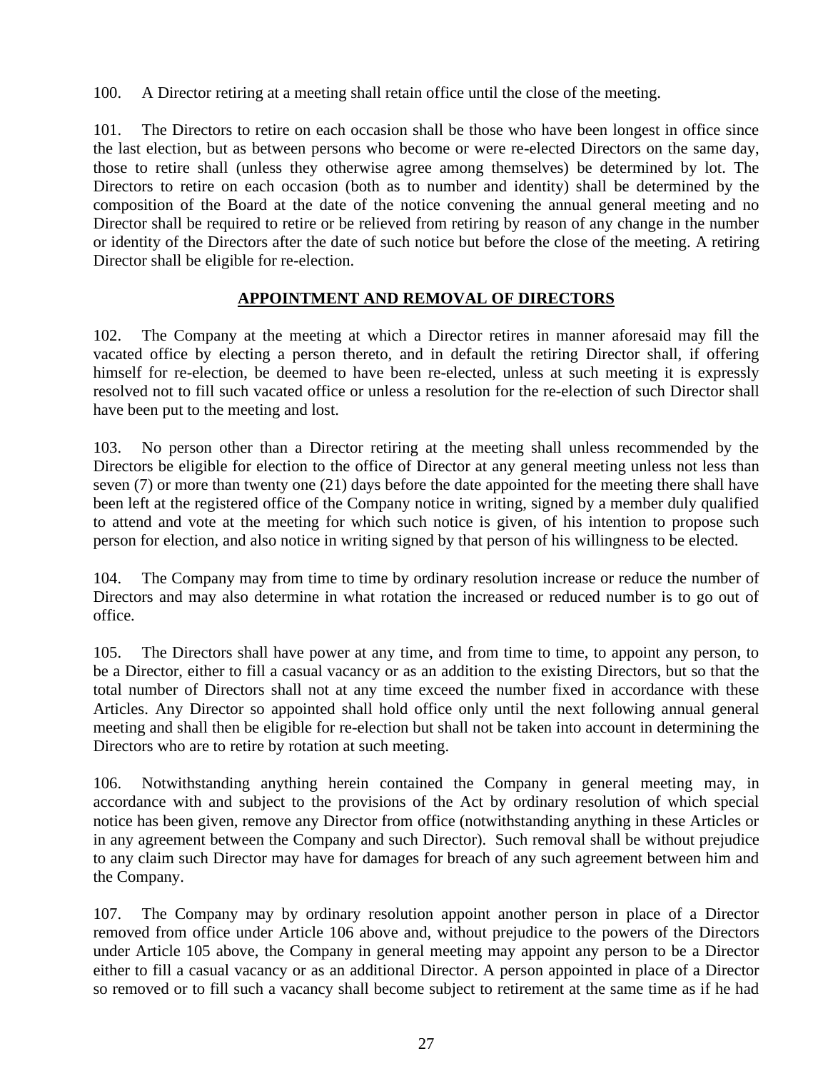100. A Director retiring at a meeting shall retain office until the close of the meeting.

101. The Directors to retire on each occasion shall be those who have been longest in office since the last election, but as between persons who become or were re-elected Directors on the same day, those to retire shall (unless they otherwise agree among themselves) be determined by lot. The Directors to retire on each occasion (both as to number and identity) shall be determined by the composition of the Board at the date of the notice convening the annual general meeting and no Director shall be required to retire or be relieved from retiring by reason of any change in the number or identity of the Directors after the date of such notice but before the close of the meeting. A retiring Director shall be eligible for re-election.

## APPOINTMENT AND REMOVAL OF DIRECTORS

102. The Company at the meeting at which a Director retires in manner aforesaid may fill the vacated office by electing a person thereto, and in default the retiring Director shall, if offering himself for re-election, be deemed to have been re-elected, unless at such meeting it is expressly resolved not to fill such vacated office or unless a resolution for the re-election of such Director shall have been put to the meeting and lost.

103. No person other than a Director retiring at the meeting shall unless recommended by the Directors be eligible for election to the office of Director at any general meeting unless not less than seven (7) or more than twenty one (21) days before the date appointed for the meeting there shall have been left at the registered office of the Company notice in writing, signed by a member duly qualified to attend and vote at the meeting for which such notice is given, of his intention to propose such person for election, and also notice in writing signed by that person of his willingness to be elected.

104. The Company may from time to time by ordinary resolution increase or reduce the number of Directors and may also determine in what rotation the increased or reduced number is to go out of office.

105. The Directors shall have power at any time, and from time to time, to appoint any person, to be a Director, either to fill a casual vacancy or as an addition to the existing Directors, but so that the total number of Directors shall not at any time exceed the number fixed in accordance with these Articles. Any Director so appointed shall hold office only until the next following annual general meeting and shall then be eligible for re-election but shall not be taken into account in determining the Directors who are to retire by rotation at such meeting.

106. Notwithstanding anything herein contained the Company in general meeting may, in accordance with and subject to the provisions of the Act by ordinary resolution of which special notice has been given, remove any Director from office (notwithstanding anything in these Articles or in any agreement between the Company and such Director). Such removal shall be without prejudice to any claim such Director may have for damages for breach of any such agreement between him and the Company.

107. The Company may by ordinary resolution appoint another person in place of a Director removed from office under Article 106 above and, without prejudice to the powers of the Directors under Article 105 above, the Company in general meeting may appoint any person to be a Director either to fill a casual vacancy or as an additional Director. A person appointed in place of a Director so removed or to fill such a vacancy shall become subject to retirement at the same time as if he had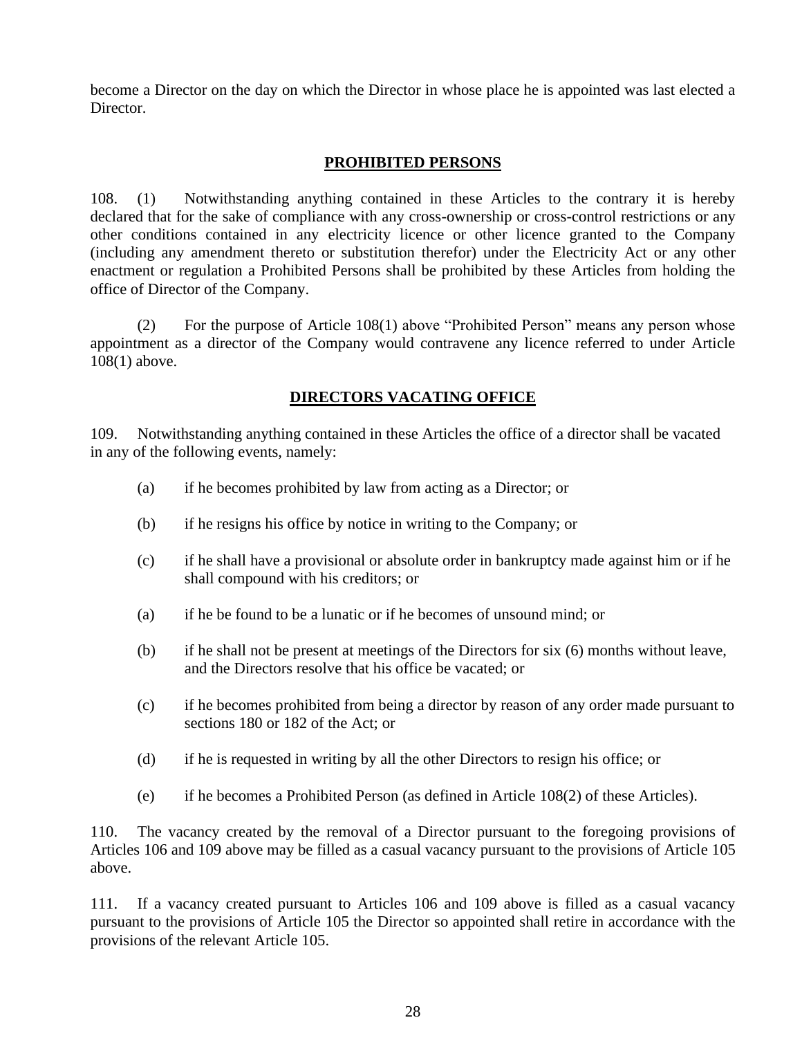become a Director on the day on which the Director in whose place he is appointed was last elected a Director.

## PROHIBITED PERSONS

108. (1) Notwithstanding anything contained in these Articles to the contrary it is hereby declared that for the sake of compliance with any cross-ownership or cross-control restrictions or any other conditions contained in any electricity licence or other licence granted to the Company (including any amendment thereto or substitution therefor) under the Electricity Act or any other enactment or regulation a Prohibited Persons shall be prohibited by these Articles from holding the office of Director of the Company.

(2) For the purpose of Article 108(1) above "Prohibited Person" means any person whose appointment as a director of the Company would contravene any licence referred to under Article 108(1) above.

## DIRECTORS VACATING OFFICE

109. Notwithstanding anything contained in these Articles the office of a director shall be vacated in any of the following events, namely:

(a) if he becomes prohibited by law from acting as a Director; or

(b) if he resigns his office by notice in writing to the Company; or

(c) if he shall have a provisional or absolute order in bankruptcy made against him or if he shall compound with his creditors; or

(a) if he be found to be a lunatic or if he becomes of unsound mind; or

(b) if he shall not be present at meetings of the Directors for six (6) months without leave, and the Directors resolve that his office be vacated; or

(c) if he becomes prohibited from being a director by reason of any order made pursuant to sections 180 or 182 of the Act; or

(d) if he is requested in writing by all the other Directors to resign his office; or

(e) if he becomes a Prohibited Person (as defined in Article 108(2) of these Articles).

110. The vacancy created by the removal of a Director pursuant to the foregoing provisions of Articles 106 and 109 above may be filled as a casual vacancy pursuant to the provisions of Article 105 above.

111. If a vacancy created pursuant to Articles 106 and 109 above is filled as a casual vacancy pursuant to the provisions of Article 105 the Director so appointed shall retire in accordance with the provisions of the relevant Article 105.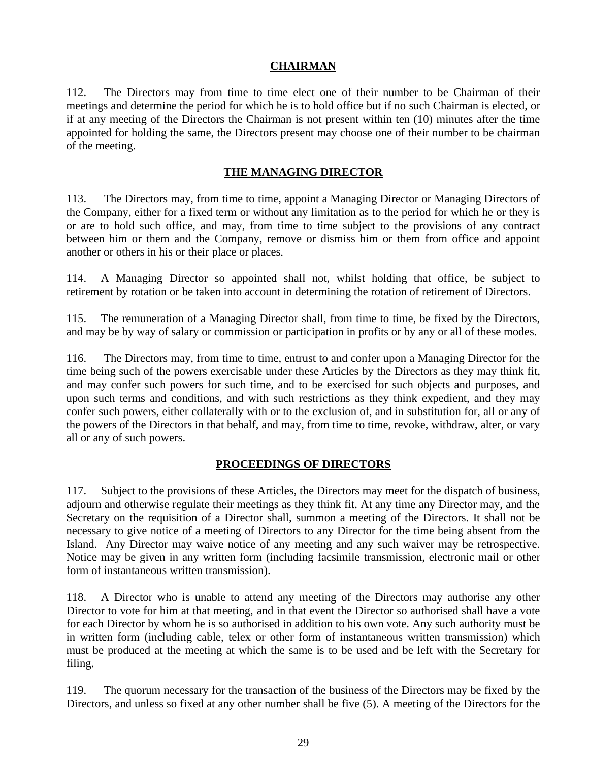## CHAIRMAN

112. The Directors may from time to time elect one of their number to be Chairman of their meetings and determine the period for which he is to hold office but if no such Chairman is elected, or if at any meeting of the Directors the Chairman is not present within ten (10) minutes after the time appointed for holding the same, the Directors present may choose one of their number to be chairman of the meeting.

## THE MANAGING DIRECTOR

113. The Directors may, from time to time, appoint a Managing Director or Managing Directors of the Company, either for a fixed term or without any limitation as to the period for which he or they is or are to hold such office, and may, from time to time subject to the provisions of any contract between him or them and the Company, remove or dismiss him or them from office and appoint another or others in his or their place or places.

114. A Managing Director so appointed shall not, whilst holding that office, be subject to retirement by rotation or be taken into account in determining the rotation of retirement of Directors.

115. The remuneration of a Managing Director shall, from time to time, be fixed by the Directors, and may be by way of salary or commission or participation in profits or by any or all of these modes.

116. The Directors may, from time to time, entrust to and confer upon a Managing Director for the time being such of the powers exercisable under these Articles by the Directors as they may think fit, and may confer such powers for such time, and to be exercised for such objects and purposes, and upon such terms and conditions, and with such restrictions as they think expedient, and they may confer such powers, either collaterally with or to the exclusion of, and in substitution for, all or any of the powers of the Directors in that behalf, and may, from time to time, revoke, withdraw, alter, or vary all or any of such powers.

## PROCEEDINGS OF DIRECTORS

117. Subject to the provisions of these Articles, the Directors may meet for the dispatch of business, adjourn and otherwise regulate their meetings as they think fit. At any time any Director may, and the Secretary on the requisition of a Director shall, summon a meeting of the Directors. It shall not be necessary to give notice of a meeting of Directors to any Director for the time being absent from the Island. Any Director may waive notice of any meeting and any such waiver may be retrospective. Notice may be given in any written form (including facsimile transmission, electronic mail or other form of instantaneous written transmission).

118. A Director who is unable to attend any meeting of the Directors may authorise any other Director to vote for him at that meeting, and in that event the Director so authorised shall have a vote for each Director by whom he is so authorised in addition to his own vote. Any such authority must be in written form (including cable, telex or other form of instantaneous written transmission) which must be produced at the meeting at which the same is to be used and be left with the Secretary for filing.

119. The quorum necessary for the transaction of the business of the Directors may be fixed by the Directors, and unless so fixed at any other number shall be five (5). A meeting of the Directors for the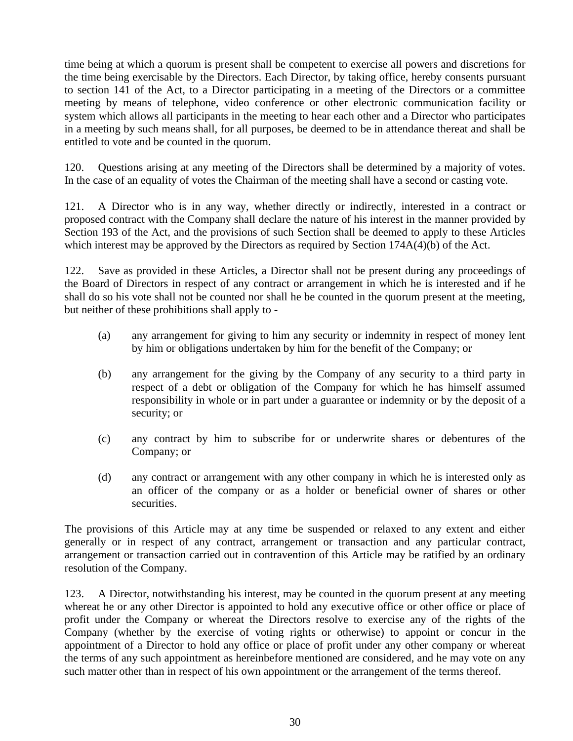time being at which a quorum is present shall be competent to exercise all powers and discretions for the time being exercisable by the Directors. Each Director, by taking office, hereby consents pursuant to section 141 of the Act, to a Director participating in a meeting of the Directors or a committee meeting by means of telephone, video conference or other electronic communication facility or system which allows all participants in the meeting to hear each other and a Director who participates in a meeting by such means shall, for all purposes, be deemed to be in attendance thereat and shall be entitled to vote and be counted in the quorum.

120. Questions arising at any meeting of the Directors shall be determined by a majority of votes. In the case of an equality of votes the Chairman of the meeting shall have a second or casting vote.

121. A Director who is in any way, whether directly or indirectly, interested in a contract or proposed contract with the Company shall declare the nature of his interest in the manner provided by Section 193 of the Act, and the provisions of such Section shall be deemed to apply to these Articles which interest may be approved by the Directors as required by Section 174A(4)(b) of the Act.

122. Save as provided in these Articles, a Director shall not be present during any proceedings of the Board of Directors in respect of any contract or arrangement in which he is interested and if he shall do so his vote shall not be counted nor shall he be counted in the quorum present at the meeting, but neither of these prohibitions shall apply to -

(a) any arrangement for giving to him any security or indemnity in respect of money lent by him or obligations undertaken by him for the benefit of the Company; or

(b) any arrangement for the giving by the Company of any security to a third party in respect of a debt or obligation of the Company for which he has himself assumed responsibility in whole or in part under a guarantee or indemnity or by the deposit of a security; or

(c) any contract by him to subscribe for or underwrite shares or debentures of the Company; or

(d) any contract or arrangement with any other company in which he is interested only as an officer of the company or as a holder or beneficial owner of shares or other securities.

The provisions of this Article may at any time be suspended or relaxed to any extent and either generally or in respect of any contract, arrangement or transaction and any particular contract, arrangement or transaction carried out in contravention of this Article may be ratified by an ordinary resolution of the Company.

123. A Director, notwithstanding his interest, may be counted in the quorum present at any meeting whereat he or any other Director is appointed to hold any executive office or other office or place of profit under the Company or whereat the Directors resolve to exercise any of the rights of the Company (whether by the exercise of voting rights or otherwise) to appoint or concur in the appointment of a Director to hold any office or place of profit under any other company or whereat the terms of any such appointment as hereinbefore mentioned are considered, and he may vote on any such matter other than in respect of his own appointment or the arrangement of the terms thereof.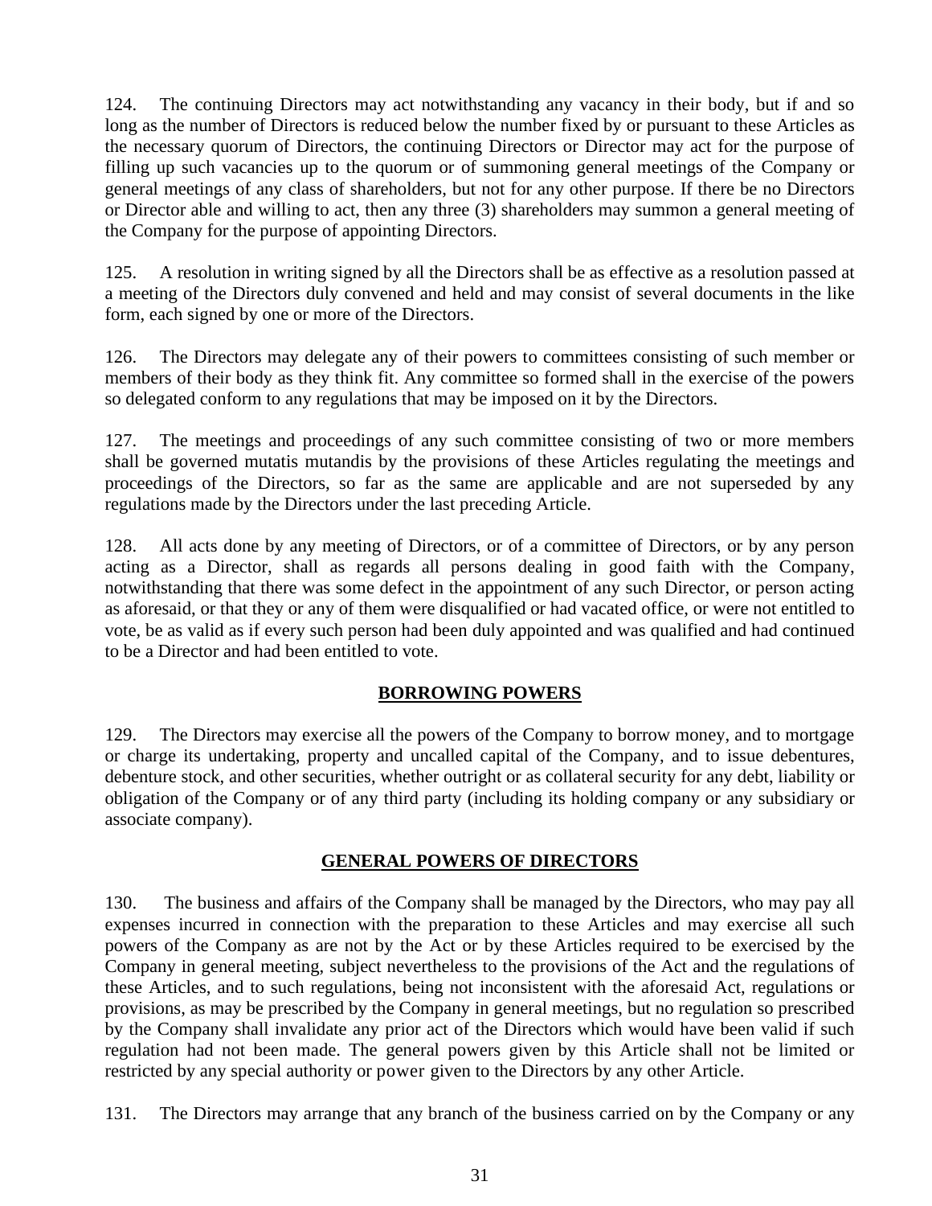124. The continuing Directors may act notwithstanding any vacancy in their body, but if and so long as the number of Directors is reduced below the number fixed by or pursuant to these Articles as the necessary quorum of Directors, the continuing Directors or Director may act for the purpose of filling up such vacancies up to the quorum or of summoning general meetings of the Company or general meetings of any class of shareholders, but not for any other purpose. If there be no Directors or Director able and willing to act, then any three (3) shareholders may summon a general meeting of the Company for the purpose of appointing Directors.

125. A resolution in writing signed by all the Directors shall be as effective as a resolution passed at a meeting of the Directors duly convened and held and may consist of several documents in the like form, each signed by one or more of the Directors.

126. The Directors may delegate any of their powers to committees consisting of such member or members of their body as they think fit. Any committee so formed shall in the exercise of the powers so delegated conform to any regulations that may be imposed on it by the Directors.

127. The meetings and proceedings of any such committee consisting of two or more members shall be governed mutatis mutandis by the provisions of these Articles regulating the meetings and proceedings of the Directors, so far as the same are applicable and are not superseded by any regulations made by the Directors under the last preceding Article.

128. All acts done by any meeting of Directors, or of a committee of Directors, or by any person acting as a Director, shall as regards all persons dealing in good faith with the Company, notwithstanding that there was some defect in the appointment of any such Director, or person acting as aforesaid, or that they or any of them were disqualified or had vacated office, or were not entitled to vote, be as valid as if every such person had been duly appointed and was qualified and had continued to be a Director and had been entitled to vote.

## BORROWING POWERS

129. The Directors may exercise all the powers of the Company to borrow money, and to mortgage or charge its undertaking, property and uncalled capital of the Company, and to issue debentures, debenture stock, and other securities, whether outright or as collateral security for any debt, liability or obligation of the Company or of any third party (including its holding company or any subsidiary or associate company).

## GENERAL POWERS OF DIRECTORS

130. The business and affairs of the Company shall be managed by the Directors, who may pay all expenses incurred in connection with the preparation to these Articles and may exercise all such powers of the Company as are not by the Act or by these Articles required to be exercised by the Company in general meeting, subject nevertheless to the provisions of the Act and the regulations of these Articles, and to such regulations, being not inconsistent with the aforesaid Act, regulations or provisions, as may be prescribed by the Company in general meetings, but no regulation so prescribed by the Company shall invalidate any prior act of the Directors which would have been valid if such regulation had not been made. The general powers given by this Article shall not be limited or restricted by any special authority or power given to the Directors by any other Article.

131. The Directors may arrange that any branch of the business carried on by the Company or any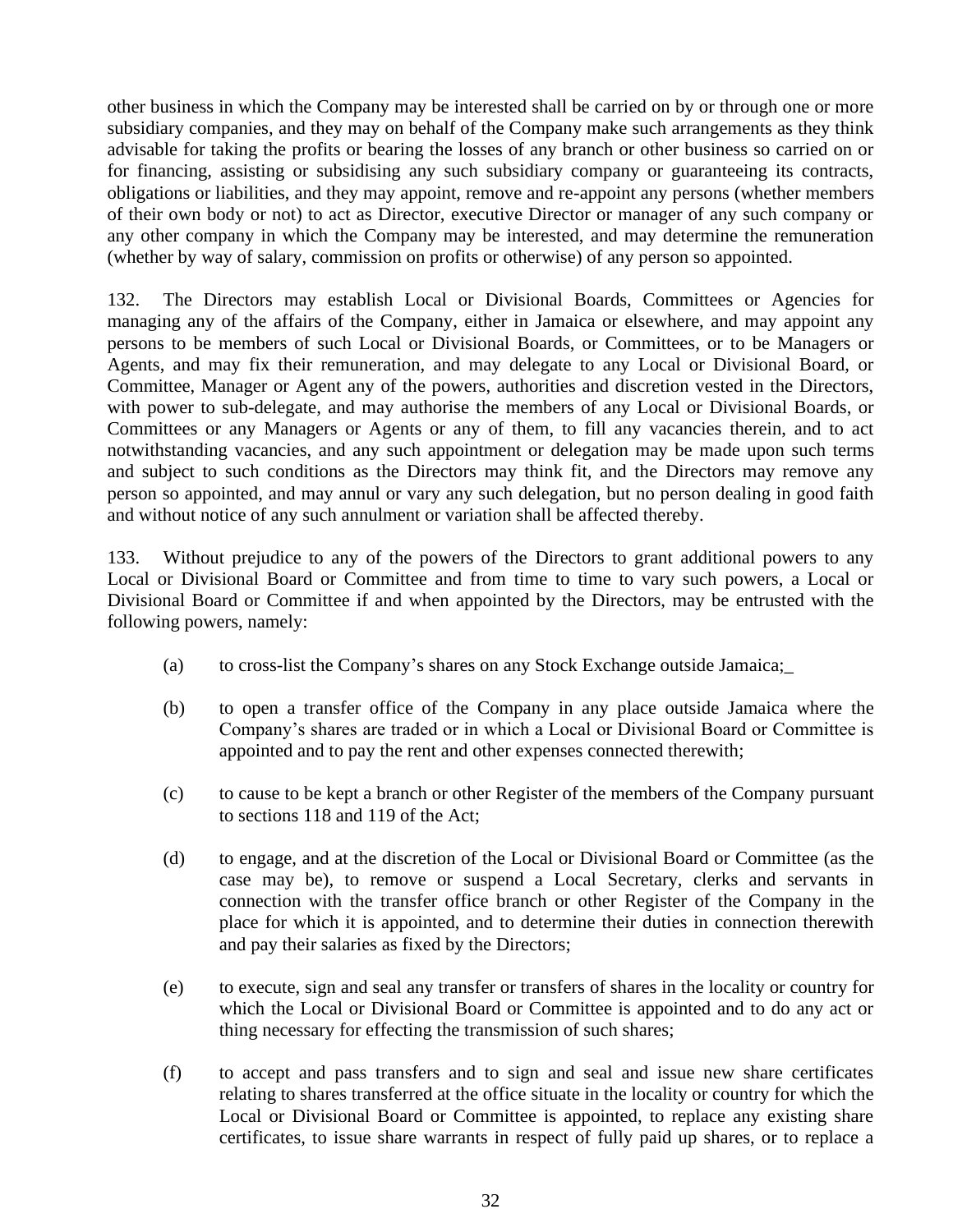other business in which the Company may be interested shall be carried on by or through one or more subsidiary companies, and they may on behalf of the Company make such arrangements as they think advisable for taking the profits or bearing the losses of any branch or other business so carried on or for financing, assisting or subsidising any such subsidiary company or guaranteeing its contracts, obligations or liabilities, and they may appoint, remove and re-appoint any persons (whether members of their own body or not) to act as Director, executive Director or manager of any such company or any other company in which the Company may be interested, and may determine the remuneration (whether by way of salary, commission on profits or otherwise) of any person so appointed.

132. The Directors may establish Local or Divisional Boards, Committees or Agencies for managing any of the affairs of the Company, either in Jamaica or elsewhere, and may appoint any persons to be members of such Local or Divisional Boards, or Committees, or to be Managers or Agents, and may fix their remuneration, and may delegate to any Local or Divisional Board, or Committee, Manager or Agent any of the powers, authorities and discretion vested in the Directors, with power to sub-delegate, and may authorise the members of any Local or Divisional Boards, or Committees or any Managers or Agents or any of them, to fill any vacancies therein, and to act notwithstanding vacancies, and any such appointment or delegation may be made upon such terms and subject to such conditions as the Directors may think fit, and the Directors may remove any person so appointed, and may annul or vary any such delegation, but no person dealing in good faith and without notice of any such annulment or variation shall be affected thereby.

133. Without prejudice to any of the powers of the Directors to grant additional powers to any Local or Divisional Board or Committee and from time to time to vary such powers, a Local or Divisional Board or Committee if and when appointed by the Directors, may be entrusted with the following powers, namely:

(a) to cross-list the Company's shares on any Stock Exchange outside Jamaica;_

(b) to open a transfer office of the Company in any place outside Jamaica where the Company's shares are traded or in which a Local or Divisional Board or Committee is appointed and to pay the rent and other expenses connected therewith;

(c) to cause to be kept a branch or other Register of the members of the Company pursuant to sections 118 and 119 of the Act;

(d) to engage, and at the discretion of the Local or Divisional Board or Committee (as the case may be), to remove or suspend a Local Secretary, clerks and servants in connection with the transfer office branch or other Register of the Company in the place for which it is appointed, and to determine their duties in connection therewith and pay their salaries as fixed by the Directors;

(e) to execute, sign and seal any transfer or transfers of shares in the locality or country for which the Local or Divisional Board or Committee is appointed and to do any act or thing necessary for effecting the transmission of such shares;

(f) to accept and pass transfers and to sign and seal and issue new share certificates relating to shares transferred at the office situate in the locality or country for which the Local or Divisional Board or Committee is appointed, to replace any existing share certificates, to issue share warrants in respect of fully paid up shares, or to replace a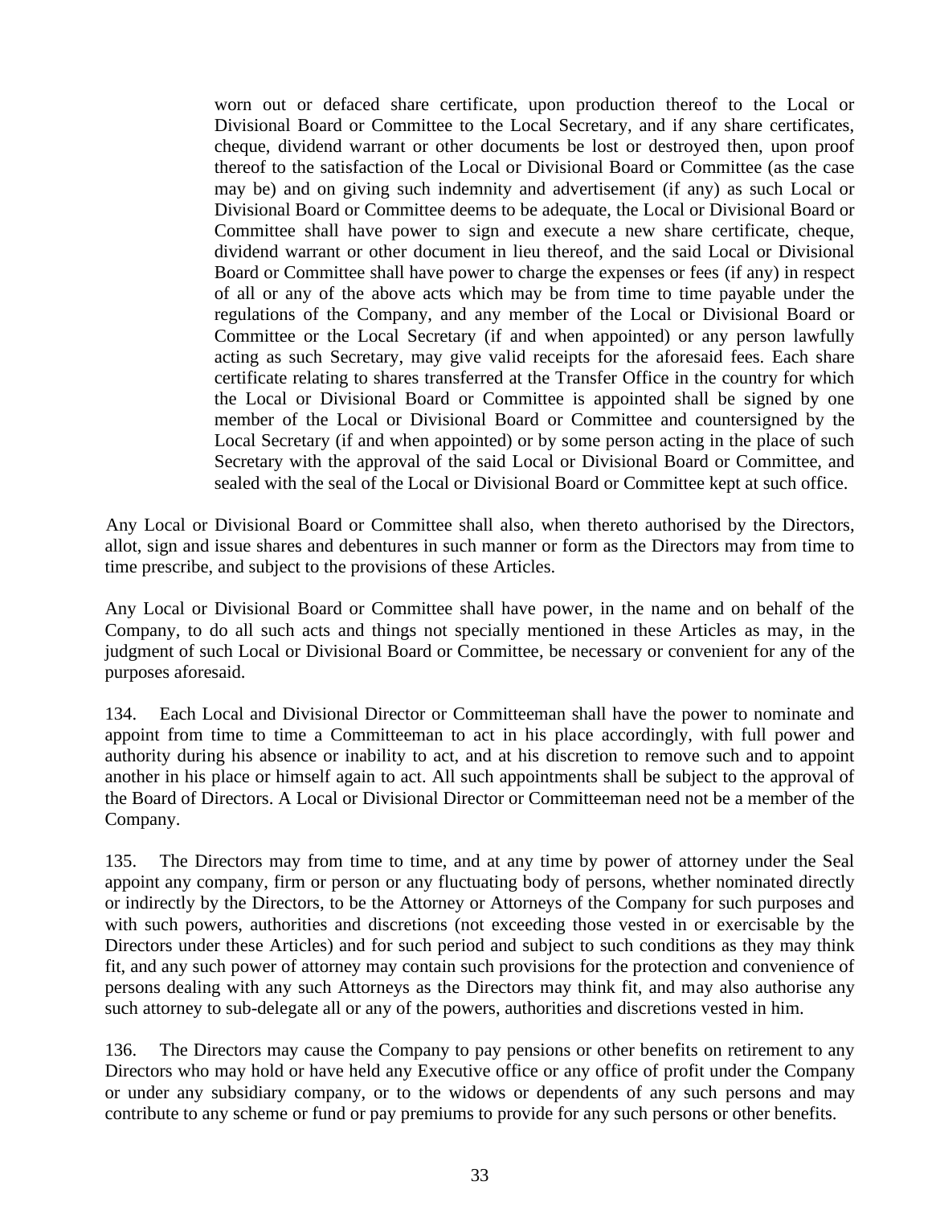worn out or defaced share certificate, upon production thereof to the Local or Divisional Board or Committee to the Local Secretary, and if any share certificates, cheque, dividend warrant or other documents be lost or destroyed then, upon proof thereof to the satisfaction of the Local or Divisional Board or Committee (as the case may be) and on giving such indemnity and advertisement (if any) as such Local or Divisional Board or Committee deems to be adequate, the Local or Divisional Board or Committee shall have power to sign and execute a new share certificate, cheque, dividend warrant or other document in lieu thereof, and the said Local or Divisional Board or Committee shall have power to charge the expenses or fees (if any) in respect of all or any of the above acts which may be from time to time payable under the regulations of the Company, and any member of the Local or Divisional Board or Committee or the Local Secretary (if and when appointed) or any person lawfully acting as such Secretary, may give valid receipts for the aforesaid fees. Each share certificate relating to shares transferred at the Transfer Office in the country for which the Local or Divisional Board or Committee is appointed shall be signed by one member of the Local or Divisional Board or Committee and countersigned by the Local Secretary (if and when appointed) or by some person acting in the place of such Secretary with the approval of the said Local or Divisional Board or Committee, and sealed with the seal of the Local or Divisional Board or Committee kept at such office.

Any Local or Divisional Board or Committee shall also, when thereto authorised by the Directors, allot, sign and issue shares and debentures in such manner or form as the Directors may from time to time prescribe, and subject to the provisions of these Articles.

Any Local or Divisional Board or Committee shall have power, in the name and on behalf of the Company, to do all such acts and things not specially mentioned in these Articles as may, in the judgment of such Local or Divisional Board or Committee, be necessary or convenient for any of the purposes aforesaid.

134. Each Local and Divisional Director or Committeeman shall have the power to nominate and appoint from time to time a Committeeman to act in his place accordingly, with full power and authority during his absence or inability to act, and at his discretion to remove such and to appoint another in his place or himself again to act. All such appointments shall be subject to the approval of the Board of Directors. A Local or Divisional Director or Committeeman need not be a member of the Company.

135. The Directors may from time to time, and at any time by power of attorney under the Seal appoint any company, firm or person or any fluctuating body of persons, whether nominated directly or indirectly by the Directors, to be the Attorney or Attorneys of the Company for such purposes and with such powers, authorities and discretions (not exceeding those vested in or exercisable by the Directors under these Articles) and for such period and subject to such conditions as they may think fit, and any such power of attorney may contain such provisions for the protection and convenience of persons dealing with any such Attorneys as the Directors may think fit, and may also authorise any such attorney to sub-delegate all or any of the powers, authorities and discretions vested in him.

136. The Directors may cause the Company to pay pensions or other benefits on retirement to any Directors who may hold or have held any Executive office or any office of profit under the Company or under any subsidiary company, or to the widows or dependents of any such persons and may contribute to any scheme or fund or pay premiums to provide for any such persons or other benefits.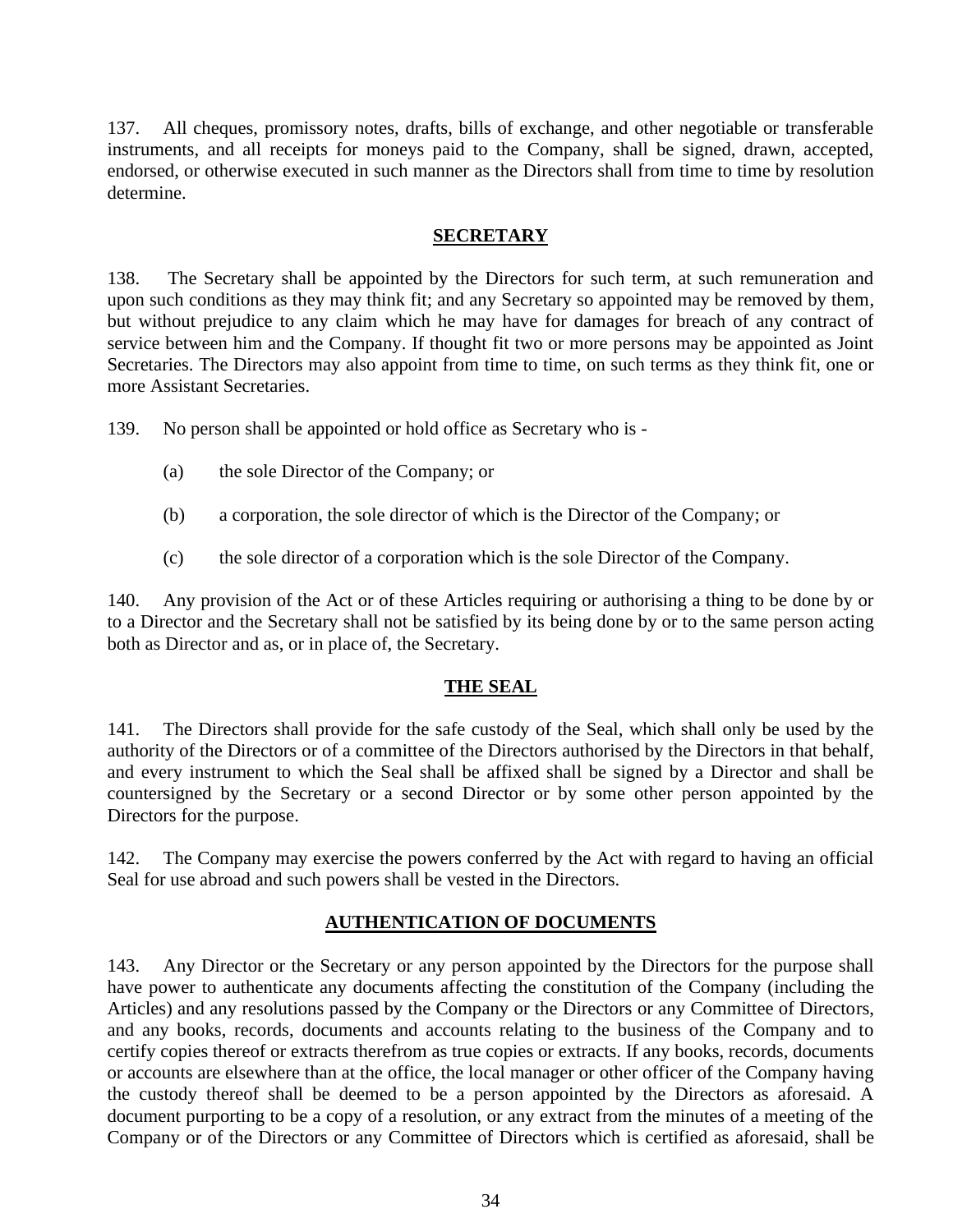137. All cheques, promissory notes, drafts, bills of exchange, and other negotiable or transferable instruments, and all receipts for moneys paid to the Company, shall be signed, drawn, accepted, endorsed, or otherwise executed in such manner as the Directors shall from time to time by resolution determine.

## SECRETARY

138. The Secretary shall be appointed by the Directors for such term, at such remuneration and upon such conditions as they may think fit; and any Secretary so appointed may be removed by them, but without prejudice to any claim which he may have for damages for breach of any contract of service between him and the Company. If thought fit two or more persons may be appointed as Joint Secretaries. The Directors may also appoint from time to time, on such terms as they think fit, one or more Assistant Secretaries.

139. No person shall be appointed or hold office as Secretary who is -

(a) the sole Director of the Company; or

(b) a corporation, the sole director of which is the Director of the Company; or

(c) the sole director of a corporation which is the sole Director of the Company.

140. Any provision of the Act or of these Articles requiring or authorising a thing to be done by or to a Director and the Secretary shall not be satisfied by its being done by or to the same person acting both as Director and as, or in place of, the Secretary.

## THE SEAL

141. The Directors shall provide for the safe custody of the Seal, which shall only be used by the authority of the Directors or of a committee of the Directors authorised by the Directors in that behalf, and every instrument to which the Seal shall be affixed shall be signed by a Director and shall be countersigned by the Secretary or a second Director or by some other person appointed by the Directors for the purpose.

142. The Company may exercise the powers conferred by the Act with regard to having an official Seal for use abroad and such powers shall be vested in the Directors.

## AUTHENTICATION OF DOCUMENTS

143. Any Director or the Secretary or any person appointed by the Directors for the purpose shall have power to authenticate any documents affecting the constitution of the Company (including the Articles) and any resolutions passed by the Company or the Directors or any Committee of Directors, and any books, records, documents and accounts relating to the business of the Company and to certify copies thereof or extracts therefrom as true copies or extracts. If any books, records, documents or accounts are elsewhere than at the office, the local manager or other officer of the Company having the custody thereof shall be deemed to be a person appointed by the Directors as aforesaid. A document purporting to be a copy of a resolution, or any extract from the minutes of a meeting of the Company or of the Directors or any Committee of Directors which is certified as aforesaid, shall be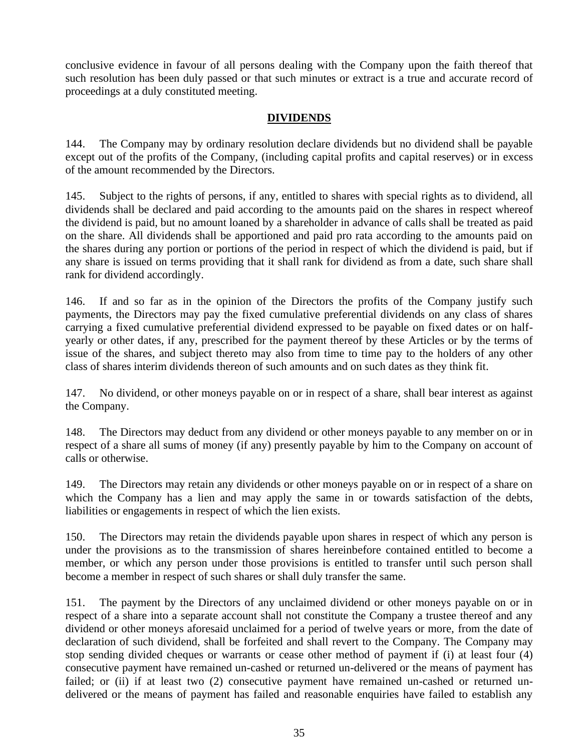conclusive evidence in favour of all persons dealing with the Company upon the faith thereof that such resolution has been duly passed or that such minutes or extract is a true and accurate record of proceedings at a duly constituted meeting.

## DIVIDENDS

144. The Company may by ordinary resolution declare dividends but no dividend shall be payable except out of the profits of the Company, (including capital profits and capital reserves) or in excess of the amount recommended by the Directors.

145. Subject to the rights of persons, if any, entitled to shares with special rights as to dividend, all dividends shall be declared and paid according to the amounts paid on the shares in respect whereof the dividend is paid, but no amount loaned by a shareholder in advance of calls shall be treated as paid on the share. All dividends shall be apportioned and paid pro rata according to the amounts paid on the shares during any portion or portions of the period in respect of which the dividend is paid, but if any share is issued on terms providing that it shall rank for dividend as from a date, such share shall rank for dividend accordingly.

146. If and so far as in the opinion of the Directors the profits of the Company justify such payments, the Directors may pay the fixed cumulative preferential dividends on any class of shares carrying a fixed cumulative preferential dividend expressed to be payable on fixed dates or on half-yearly or other dates, if any, prescribed for the payment thereof by these Articles or by the terms of issue of the shares, and subject thereto may also from time to time pay to the holders of any other class of shares interim dividends thereon of such amounts and on such dates as they think fit.

147. No dividend, or other moneys payable on or in respect of a share, shall bear interest as against the Company.

148. The Directors may deduct from any dividend or other moneys payable to any member on or in respect of a share all sums of money (if any) presently payable by him to the Company on account of calls or otherwise.

149. The Directors may retain any dividends or other moneys payable on or in respect of a share on which the Company has a lien and may apply the same in or towards satisfaction of the debts, liabilities or engagements in respect of which the lien exists.

150. The Directors may retain the dividends payable upon shares in respect of which any person is under the provisions as to the transmission of shares hereinbefore contained entitled to become a member, or which any person under those provisions is entitled to transfer until such person shall become a member in respect of such shares or shall duly transfer the same.

151. The payment by the Directors of any unclaimed dividend or other moneys payable on or in respect of a share into a separate account shall not constitute the Company a trustee thereof and any dividend or other moneys aforesaid unclaimed for a period of twelve years or more, from the date of declaration of such dividend, shall be forfeited and shall revert to the Company. The Company may stop sending divided cheques or warrants or cease other method of payment if (i) at least four (4) consecutive payment have remained un-cashed or returned un-delivered or the means of payment has failed; or (ii) if at least two (2) consecutive payment have remained un-cashed or returned un-delivered or the means of payment has failed and reasonable enquiries have failed to establish any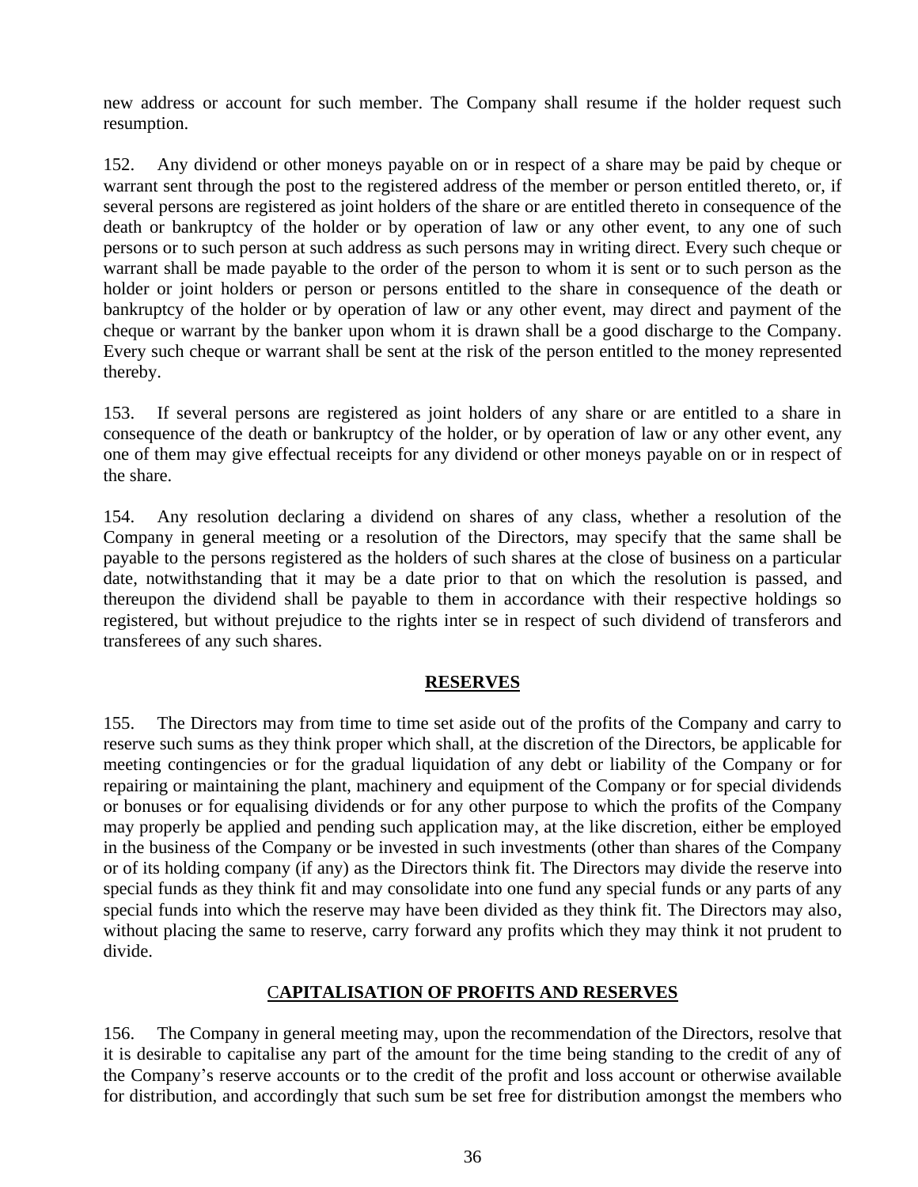new address or account for such member. The Company shall resume if the holder request such resumption.

152. Any dividend or other moneys payable on or in respect of a share may be paid by cheque or warrant sent through the post to the registered address of the member or person entitled thereto, or, if several persons are registered as joint holders of the share or are entitled thereto in consequence of the death or bankruptcy of the holder or by operation of law or any other event, to any one of such persons or to such person at such address as such persons may in writing direct. Every such cheque or warrant shall be made payable to the order of the person to whom it is sent or to such person as the holder or joint holders or person or persons entitled to the share in consequence of the death or bankruptcy of the holder or by operation of law or any other event, may direct and payment of the cheque or warrant by the banker upon whom it is drawn shall be a good discharge to the Company. Every such cheque or warrant shall be sent at the risk of the person entitled to the money represented thereby.

153. If several persons are registered as joint holders of any share or are entitled to a share in consequence of the death or bankruptcy of the holder, or by operation of law or any other event, any one of them may give effectual receipts for any dividend or other moneys payable on or in respect of the share.

154. Any resolution declaring a dividend on shares of any class, whether a resolution of the Company in general meeting or a resolution of the Directors, may specify that the same shall be payable to the persons registered as the holders of such shares at the close of business on a particular date, notwithstanding that it may be a date prior to that on which the resolution is passed, and thereupon the dividend shall be payable to them in accordance with their respective holdings so registered, but without prejudice to the rights inter se in respect of such dividend of transferors and transferees of any such shares.

## RESERVES

155. The Directors may from time to time set aside out of the profits of the Company and carry to reserve such sums as they think proper which shall, at the discretion of the Directors, be applicable for meeting contingencies or for the gradual liquidation of any debt or liability of the Company or for repairing or maintaining the plant, machinery and equipment of the Company or for special dividends or bonuses or for equalising dividends or for any other purpose to which the profits of the Company may properly be applied and pending such application may, at the like discretion, either be employed in the business of the Company or be invested in such investments (other than shares of the Company or of its holding company (if any) as the Directors think fit. The Directors may divide the reserve into special funds as they think fit and may consolidate into one fund any special funds or any parts of any special funds into which the reserve may have been divided as they think fit. The Directors may also, without placing the same to reserve, carry forward any profits which they may think it not prudent to divide.

## CAPITALISATION OF PROFITS AND RESERVES

156. The Company in general meeting may, upon the recommendation of the Directors, resolve that it is desirable to capitalise any part of the amount for the time being standing to the credit of any of the Company's reserve accounts or to the credit of the profit and loss account or otherwise available for distribution, and accordingly that such sum be set free for distribution amongst the members who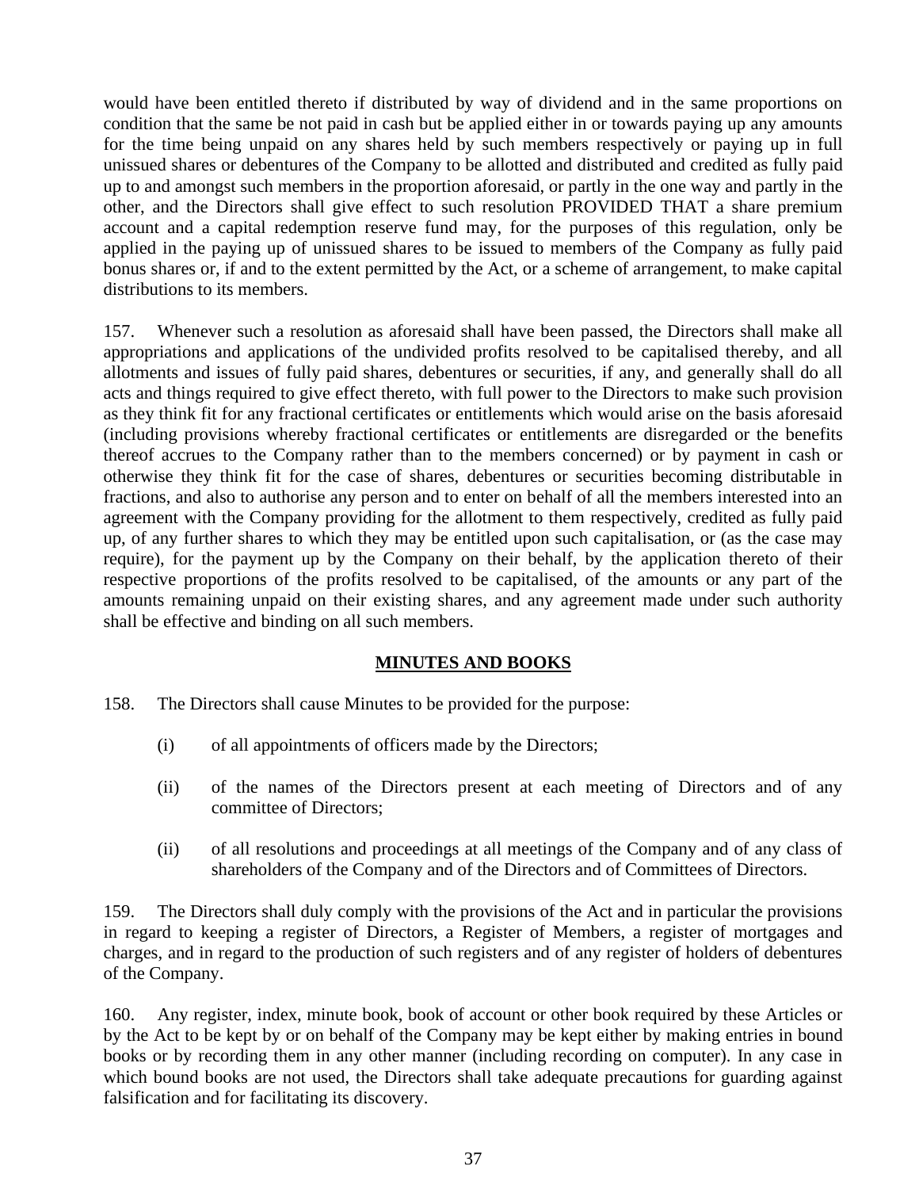would have been entitled thereto if distributed by way of dividend and in the same proportions on condition that the same be not paid in cash but be applied either in or towards paying up any amounts for the time being unpaid on any shares held by such members respectively or paying up in full unissued shares or debentures of the Company to be allotted and distributed and credited as fully paid up to and amongst such members in the proportion aforesaid, or partly in the one way and partly in the other, and the Directors shall give effect to such resolution PROVIDED THAT a share premium account and a capital redemption reserve fund may, for the purposes of this regulation, only be applied in the paying up of unissued shares to be issued to members of the Company as fully paid bonus shares or, if and to the extent permitted by the Act, or a scheme of arrangement, to make capital distributions to its members.

157. Whenever such a resolution as aforesaid shall have been passed, the Directors shall make all appropriations and applications of the undivided profits resolved to be capitalised thereby, and all allotments and issues of fully paid shares, debentures or securities, if any, and generally shall do all acts and things required to give effect thereto, with full power to the Directors to make such provision as they think fit for any fractional certificates or entitlements which would arise on the basis aforesaid (including provisions whereby fractional certificates or entitlements are disregarded or the benefits thereof accrues to the Company rather than to the members concerned) or by payment in cash or otherwise they think fit for the case of shares, debentures or securities becoming distributable in fractions, and also to authorise any person and to enter on behalf of all the members interested into an agreement with the Company providing for the allotment to them respectively, credited as fully paid up, of any further shares to which they may be entitled upon such capitalisation, or (as the case may require), for the payment up by the Company on their behalf, by the application thereto of their respective proportions of the profits resolved to be capitalised, of the amounts or any part of the amounts remaining unpaid on their existing shares, and any agreement made under such authority shall be effective and binding on all such members.

## MINUTES AND BOOKS

158. The Directors shall cause Minutes to be provided for the purpose:

(i) of all appointments of officers made by the Directors;

(ii) of the names of the Directors present at each meeting of Directors and of any committee of Directors;

(ii) of all resolutions and proceedings at all meetings of the Company and of any class of shareholders of the Company and of the Directors and of Committees of Directors.

159. The Directors shall duly comply with the provisions of the Act and in particular the provisions in regard to keeping a register of Directors, a Register of Members, a register of mortgages and charges, and in regard to the production of such registers and of any register of holders of debentures of the Company.

160. Any register, index, minute book, book of account or other book required by these Articles or by the Act to be kept by or on behalf of the Company may be kept either by making entries in bound books or by recording them in any other manner (including recording on computer). In any case in which bound books are not used, the Directors shall take adequate precautions for guarding against falsification and for facilitating its discovery.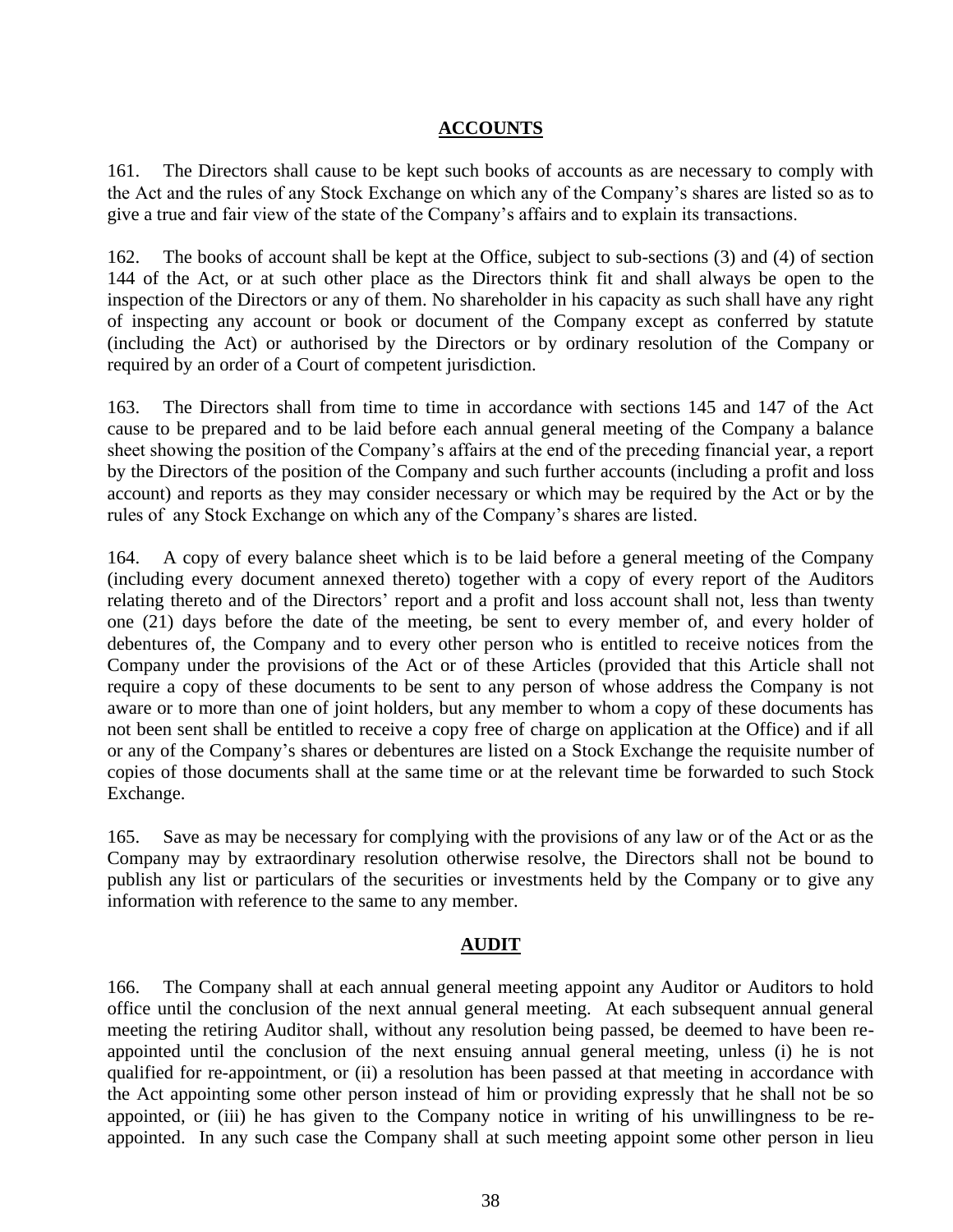## ACCOUNTS

161. The Directors shall cause to be kept such books of accounts as are necessary to comply with the Act and the rules of any Stock Exchange on which any of the Company's shares are listed so as to give a true and fair view of the state of the Company's affairs and to explain its transactions.

162. The books of account shall be kept at the Office, subject to sub-sections (3) and (4) of section 144 of the Act, or at such other place as the Directors think fit and shall always be open to the inspection of the Directors or any of them. No shareholder in his capacity as such shall have any right of inspecting any account or book or document of the Company except as conferred by statute (including the Act) or authorised by the Directors or by ordinary resolution of the Company or required by an order of a Court of competent jurisdiction.

163. The Directors shall from time to time in accordance with sections 145 and 147 of the Act cause to be prepared and to be laid before each annual general meeting of the Company a balance sheet showing the position of the Company's affairs at the end of the preceding financial year, a report by the Directors of the position of the Company and such further accounts (including a profit and loss account) and reports as they may consider necessary or which may be required by the Act or by the rules of any Stock Exchange on which any of the Company's shares are listed.

164. A copy of every balance sheet which is to be laid before a general meeting of the Company (including every document annexed thereto) together with a copy of every report of the Auditors relating thereto and of the Directors' report and a profit and loss account shall not, less than twenty one (21) days before the date of the meeting, be sent to every member of, and every holder of debentures of, the Company and to every other person who is entitled to receive notices from the Company under the provisions of the Act or of these Articles (provided that this Article shall not require a copy of these documents to be sent to any person of whose address the Company is not aware or to more than one of joint holders, but any member to whom a copy of these documents has not been sent shall be entitled to receive a copy free of charge on application at the Office) and if all or any of the Company's shares or debentures are listed on a Stock Exchange the requisite number of copies of those documents shall at the same time or at the relevant time be forwarded to such Stock Exchange.

165. Save as may be necessary for complying with the provisions of any law or of the Act or as the Company may by extraordinary resolution otherwise resolve, the Directors shall not be bound to publish any list or particulars of the securities or investments held by the Company or to give any information with reference to the same to any member.

## AUDIT

166. The Company shall at each annual general meeting appoint any Auditor or Auditors to hold office until the conclusion of the next annual general meeting. At each subsequent annual general meeting the retiring Auditor shall, without any resolution being passed, be deemed to have been re-appointed until the conclusion of the next ensuing annual general meeting, unless (i) he is not qualified for re-appointment, or (ii) a resolution has been passed at that meeting in accordance with the Act appointing some other person instead of him or providing expressly that he shall not be so appointed, or (iii) he has given to the Company notice in writing of his unwillingness to be re-appointed. In any such case the Company shall at such meeting appoint some other person in lieu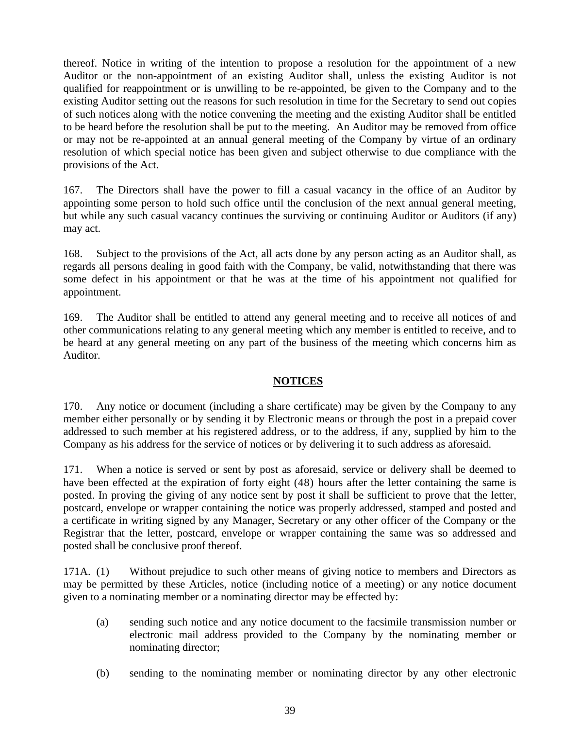thereof. Notice in writing of the intention to propose a resolution for the appointment of a new Auditor or the non-appointment of an existing Auditor shall, unless the existing Auditor is not qualified for reappointment or is unwilling to be re-appointed, be given to the Company and to the existing Auditor setting out the reasons for such resolution in time for the Secretary to send out copies of such notices along with the notice convening the meeting and the existing Auditor shall be entitled to be heard before the resolution shall be put to the meeting. An Auditor may be removed from office or may not be re-appointed at an annual general meeting of the Company by virtue of an ordinary resolution of which special notice has been given and subject otherwise to due compliance with the provisions of the Act.

167. The Directors shall have the power to fill a casual vacancy in the office of an Auditor by appointing some person to hold such office until the conclusion of the next annual general meeting, but while any such casual vacancy continues the surviving or continuing Auditor or Auditors (if any) may act.

168. Subject to the provisions of the Act, all acts done by any person acting as an Auditor shall, as regards all persons dealing in good faith with the Company, be valid, notwithstanding that there was some defect in his appointment or that he was at the time of his appointment not qualified for appointment.

169. The Auditor shall be entitled to attend any general meeting and to receive all notices of and other communications relating to any general meeting which any member is entitled to receive, and to be heard at any general meeting on any part of the business of the meeting which concerns him as Auditor.

## NOTICES

170. Any notice or document (including a share certificate) may be given by the Company to any member either personally or by sending it by Electronic means or through the post in a prepaid cover addressed to such member at his registered address, or to the address, if any, supplied by him to the Company as his address for the service of notices or by delivering it to such address as aforesaid.

171. When a notice is served or sent by post as aforesaid, service or delivery shall be deemed to have been effected at the expiration of forty eight (48) hours after the letter containing the same is posted. In proving the giving of any notice sent by post it shall be sufficient to prove that the letter, postcard, envelope or wrapper containing the notice was properly addressed, stamped and posted and a certificate in writing signed by any Manager, Secretary or any other officer of the Company or the Registrar that the letter, postcard, envelope or wrapper containing the same was so addressed and posted shall be conclusive proof thereof.

171A. (1) Without prejudice to such other means of giving notice to members and Directors as may be permitted by these Articles, notice (including notice of a meeting) or any notice document given to a nominating member or a nominating director may be effected by:

(a) sending such notice and any notice document to the facsimile transmission number or electronic mail address provided to the Company by the nominating member or nominating director;

(b) sending to the nominating member or nominating director by any other electronic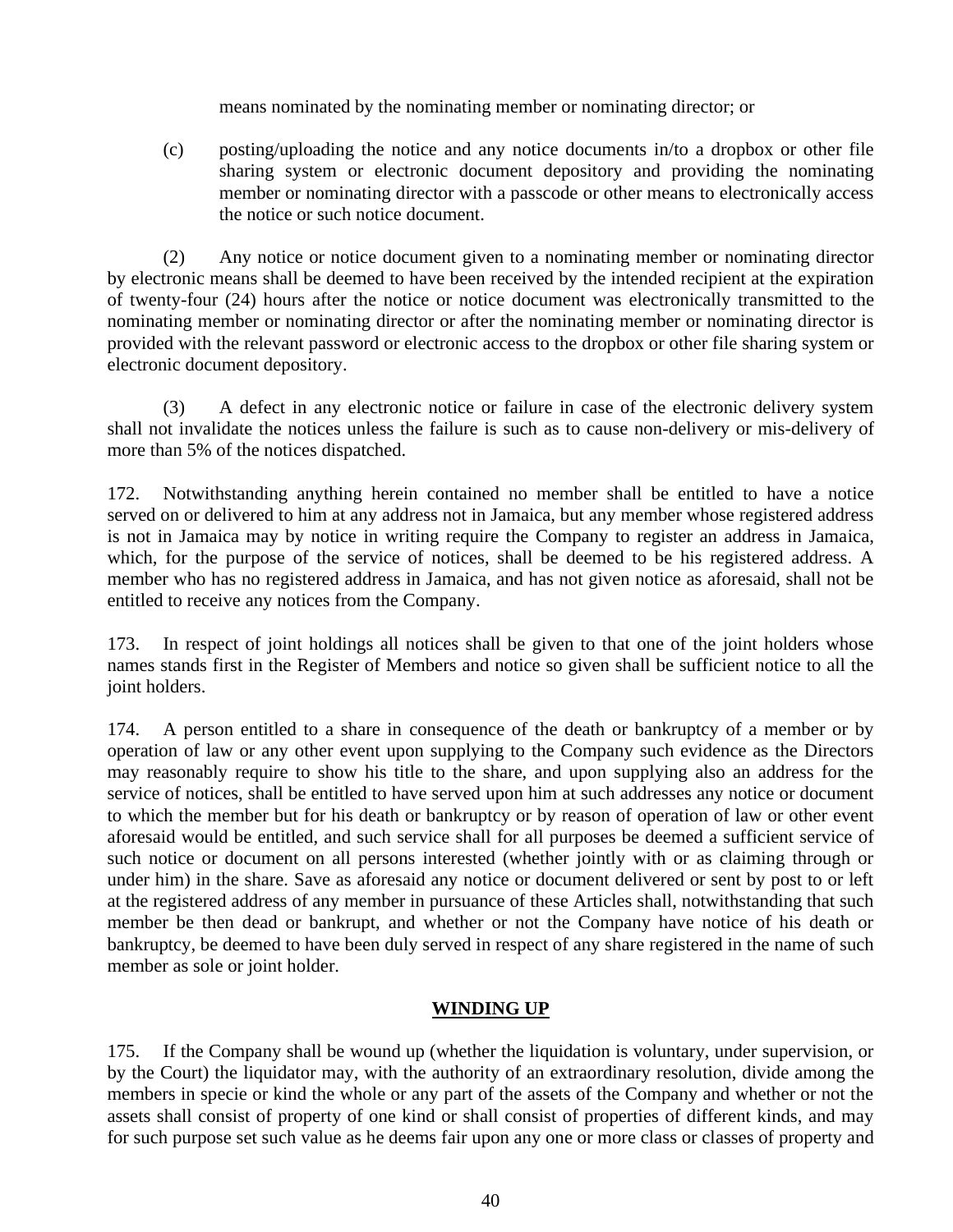means nominated by the nominating member or nominating director; or

(c) posting/uploading the notice and any notice documents in/to a dropbox or other file sharing system or electronic document depository and providing the nominating member or nominating director with a passcode or other means to electronically access the notice or such notice document.

(2) Any notice or notice document given to a nominating member or nominating director by electronic means shall be deemed to have been received by the intended recipient at the expiration of twenty-four (24) hours after the notice or notice document was electronically transmitted to the nominating member or nominating director or after the nominating member or nominating director is provided with the relevant password or electronic access to the dropbox or other file sharing system or electronic document depository.

(3) A defect in any electronic notice or failure in case of the electronic delivery system shall not invalidate the notices unless the failure is such as to cause non-delivery or mis-delivery of more than 5% of the notices dispatched.

172. Notwithstanding anything herein contained no member shall be entitled to have a notice served on or delivered to him at any address not in Jamaica, but any member whose registered address is not in Jamaica may by notice in writing require the Company to register an address in Jamaica, which, for the purpose of the service of notices, shall be deemed to be his registered address. A member who has no registered address in Jamaica, and has not given notice as aforesaid, shall not be entitled to receive any notices from the Company.

173. In respect of joint holdings all notices shall be given to that one of the joint holders whose names stands first in the Register of Members and notice so given shall be sufficient notice to all the joint holders.

174. A person entitled to a share in consequence of the death or bankruptcy of a member or by operation of law or any other event upon supplying to the Company such evidence as the Directors may reasonably require to show his title to the share, and upon supplying also an address for the service of notices, shall be entitled to have served upon him at such addresses any notice or document to which the member but for his death or bankruptcy or by reason of operation of law or other event aforesaid would be entitled, and such service shall for all purposes be deemed a sufficient service of such notice or document on all persons interested (whether jointly with or as claiming through or under him) in the share. Save as aforesaid any notice or document delivered or sent by post to or left at the registered address of any member in pursuance of these Articles shall, notwithstanding that such member be then dead or bankrupt, and whether or not the Company have notice of his death or bankruptcy, be deemed to have been duly served in respect of any share registered in the name of such member as sole or joint holder.

## WINDING UP

175. If the Company shall be wound up (whether the liquidation is voluntary, under supervision, or by the Court) the liquidator may, with the authority of an extraordinary resolution, divide among the members in specie or kind the whole or any part of the assets of the Company and whether or not the assets shall consist of property of one kind or shall consist of properties of different kinds, and may for such purpose set such value as he deems fair upon any one or more class or classes of property and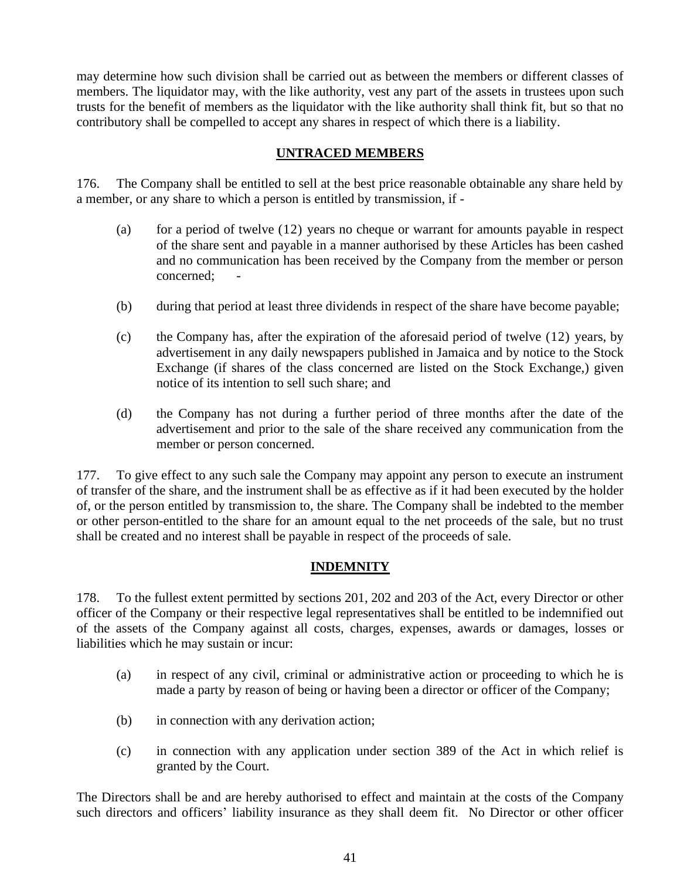may determine how such division shall be carried out as between the members or different classes of members. The liquidator may, with the like authority, vest any part of the assets in trustees upon such trusts for the benefit of members as the liquidator with the like authority shall think fit, but so that no contributory shall be compelled to accept any shares in respect of which there is a liability.

## UNTRACED MEMBERS

176. The Company shall be entitled to sell at the best price reasonable obtainable any share held by a member, or any share to which a person is entitled by transmission, if -

(a) for a period of twelve (12) years no cheque or warrant for amounts payable in respect of the share sent and payable in a manner authorised by these Articles has been cashed and no communication has been received by the Company from the member or person concerned; -

(b) during that period at least three dividends in respect of the share have become payable;

(c) the Company has, after the expiration of the aforesaid period of twelve (12) years, by advertisement in any daily newspapers published in Jamaica and by notice to the Stock Exchange (if shares of the class concerned are listed on the Stock Exchange,) given notice of its intention to sell such share; and

(d) the Company has not during a further period of three months after the date of the advertisement and prior to the sale of the share received any communication from the member or person concerned.

177. To give effect to any such sale the Company may appoint any person to execute an instrument of transfer of the share, and the instrument shall be as effective as if it had been executed by the holder of, or the person entitled by transmission to, the share. The Company shall be indebted to the member or other person-entitled to the share for an amount equal to the net proceeds of the sale, but no trust shall be created and no interest shall be payable in respect of the proceeds of sale.

## INDEMNITY

178. To the fullest extent permitted by sections 201, 202 and 203 of the Act, every Director or other officer of the Company or their respective legal representatives shall be entitled to be indemnified out of the assets of the Company against all costs, charges, expenses, awards or damages, losses or liabilities which he may sustain or incur:

(a) in respect of any civil, criminal or administrative action or proceeding to which he is made a party by reason of being or having been a director or officer of the Company;

(b) in connection with any derivation action;

(c) in connection with any application under section 389 of the Act in which relief is granted by the Court.

The Directors shall be and are hereby authorised to effect and maintain at the costs of the Company such directors and officers' liability insurance as they shall deem fit. No Director or other officer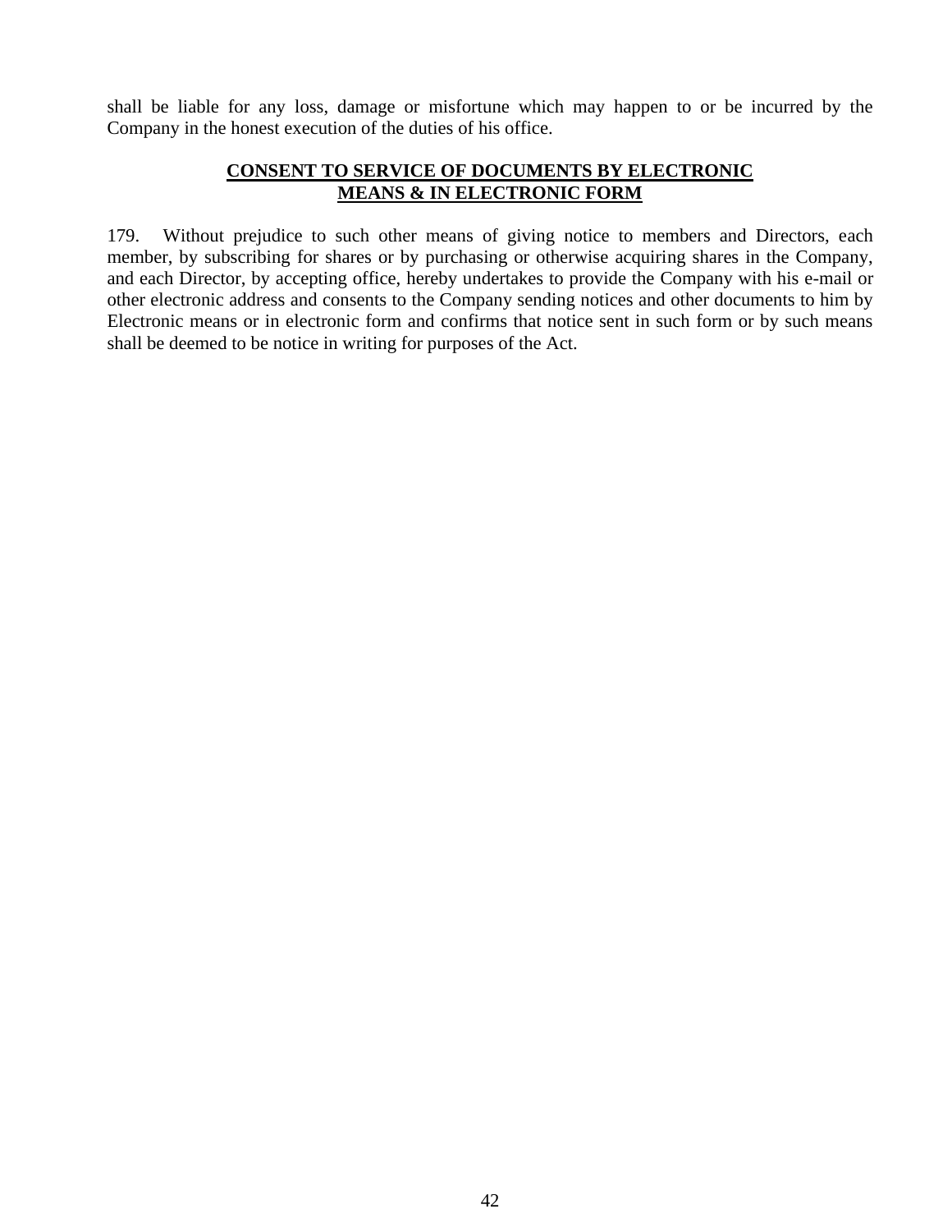shall be liable for any loss, damage or misfortune which may happen to or be incurred by the Company in the honest execution of the duties of his office.

**CONSENT TO SERVICE OF DOCUMENTS BY ELECTRONIC MEANS & IN ELECTRONIC FORM**

179. Without prejudice to such other means of giving notice to members and Directors, each member, by subscribing for shares or by purchasing or otherwise acquiring shares in the Company, and each Director, by accepting office, hereby undertakes to provide the Company with his e-mail or other electronic address and consents to the Company sending notices and other documents to him by Electronic means or in electronic form and confirms that notice sent in such form or by such means shall be deemed to be notice in writing for purposes of the Act.